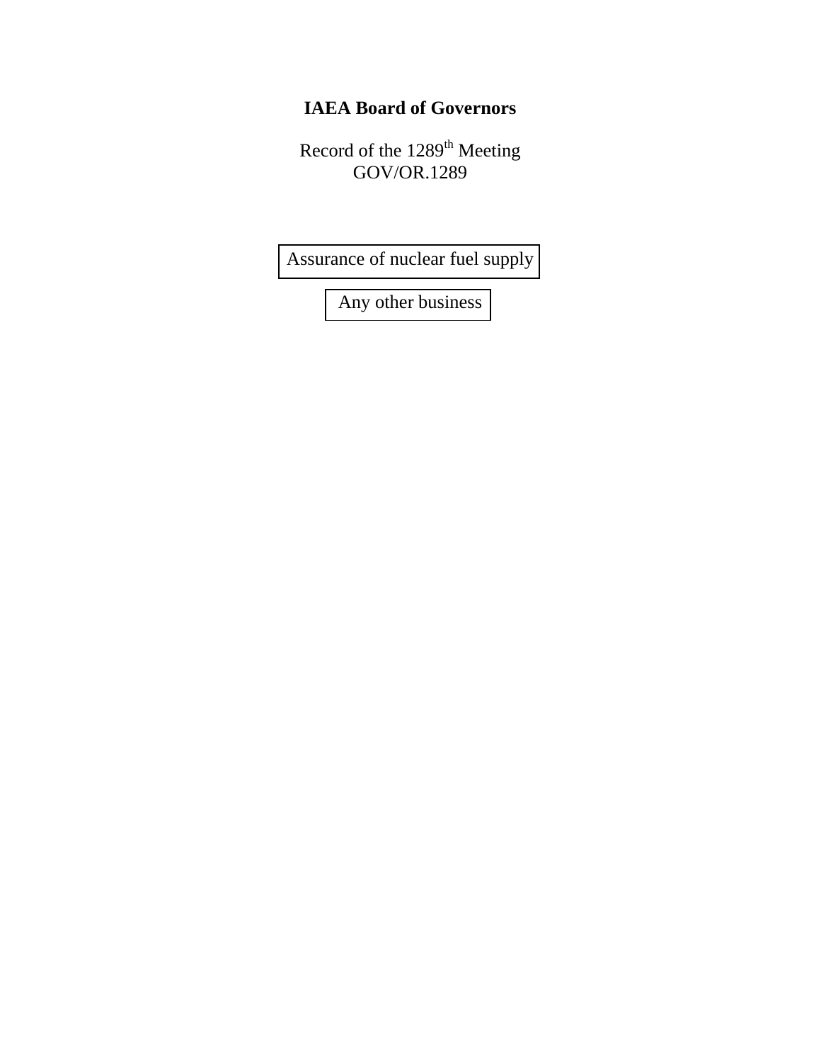# IAEA Board of Governors

Record of the 1289th Meeting
GOV/OR.1289

Assurance of nuclear fuel supply

Any other business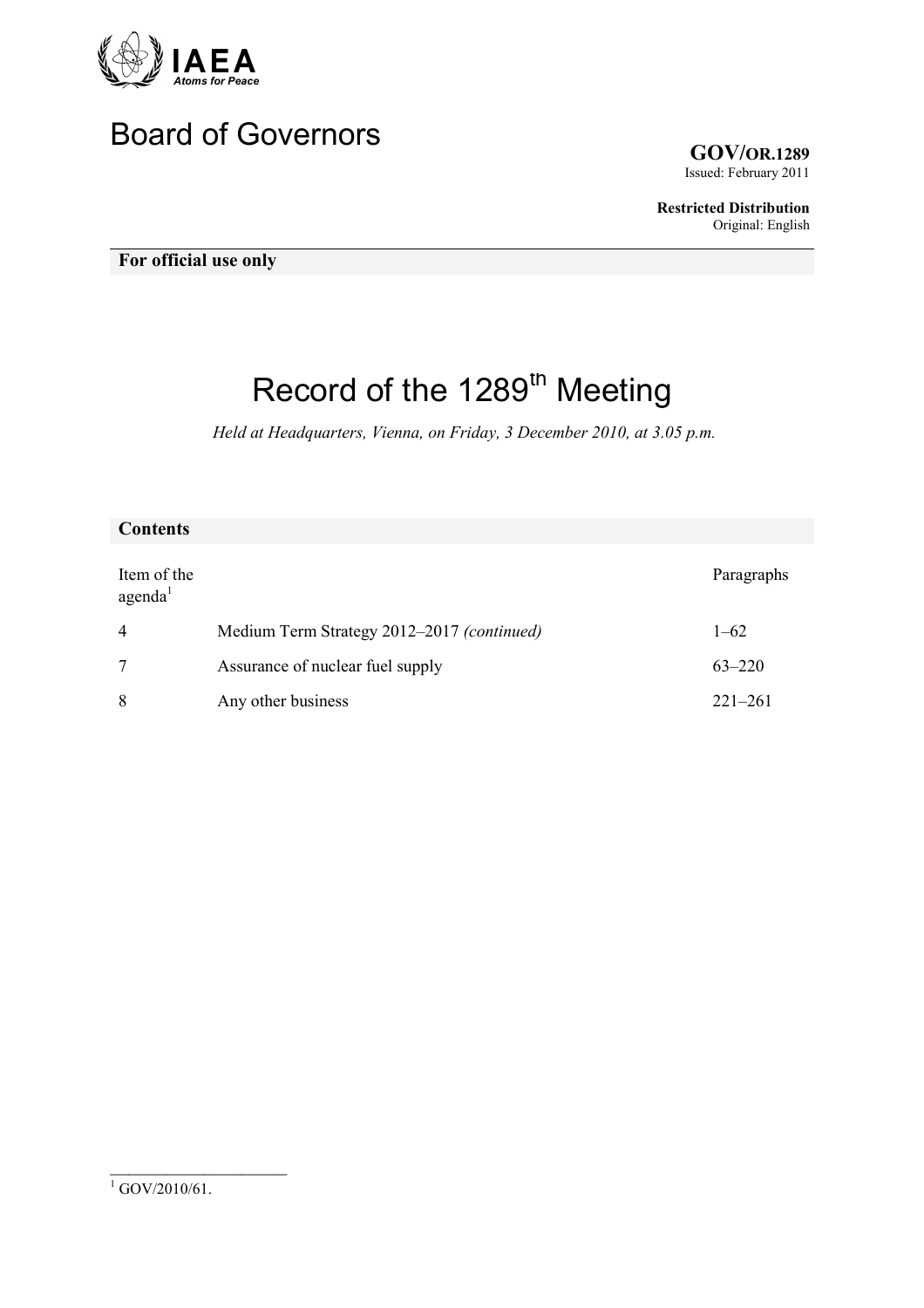IAEA
*Atoms for Peace*

# Board of Governors

**GOV/OR.1289**
Issued: February 2011

**Restricted Distribution**
Original: English

**For official use only**

# Record of the 1289th Meeting

*Held at Headquarters, Vienna, on Friday, 3 December 2010, at 3.05 p.m.*

## Contents

| Item of the agenda[1] | | Paragraphs |
|---|---|---|
| 4 | Medium Term Strategy 2012–2017 *(continued)* | 1–62 |
| 7 | Assurance of nuclear fuel supply | 63–220 |
| 8 | Any other business | 221–261 |

---

[1] GOV/2010/61.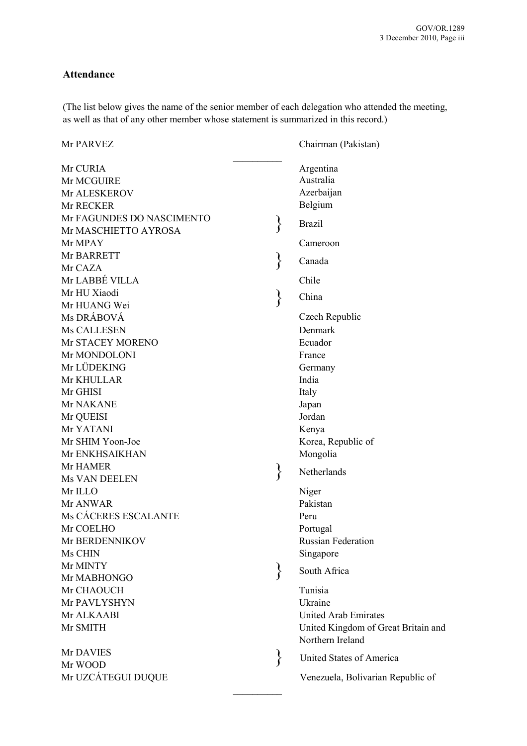## Attendance

(The list below gives the name of the senior member of each delegation who attended the meeting, as well as that of any other member whose statement is summarized in this record.)

| | |
|---|---|
| Mr PARVEZ | Chairman (Pakistan) |
| Mr CURIA | Argentina |
| Mr MCGUIRE | Australia |
| Mr ALESKEROV | Azerbaijan |
| Mr RECKER | Belgium |
| Mr FAGUNDES DO NASCIMENTO<br>Mr MASCHIETTO AYROSA | Brazil |
| Mr MPAY | Cameroon |
| Mr BARRETT<br>Mr CAZA | Canada |
| Mr LABBÉ VILLA | Chile |
| Mr HU Xiaodi<br>Mr HUANG Wei | China |
| Ms DRÁBOVÁ | Czech Republic |
| Ms CALLESEN | Denmark |
| Mr STACEY MORENO | Ecuador |
| Mr MONDOLONI | France |
| Mr LÜDEKING | Germany |
| Mr KHULLAR | India |
| Mr GHISI | Italy |
| Mr NAKANE | Japan |
| Mr QUEISI | Jordan |
| Mr YATANI | Kenya |
| Mr SHIM Yoon-Joe | Korea, Republic of |
| Mr ENKHSAIKHAN | Mongolia |
| Mr HAMER<br>Ms VAN DEELEN | Netherlands |
| Mr ILLO | Niger |
| Mr ANWAR | Pakistan |
| Ms CÁCERES ESCALANTE | Peru |
| Mr COELHO | Portugal |
| Mr BERDENNIKOV | Russian Federation |
| Ms CHIN | Singapore |
| Mr MINTY<br>Mr MABHONGO | South Africa |
| Mr CHAOUCH | Tunisia |
| Mr PAVLYSHYN | Ukraine |
| Mr ALKAABI | United Arab Emirates |
| Mr SMITH | United Kingdom of Great Britain and Northern Ireland |
| Mr DAVIES<br>Mr WOOD | United States of America |
| Mr UZCÁTEGUI DUQUE | Venezuela, Bolivarian Republic of |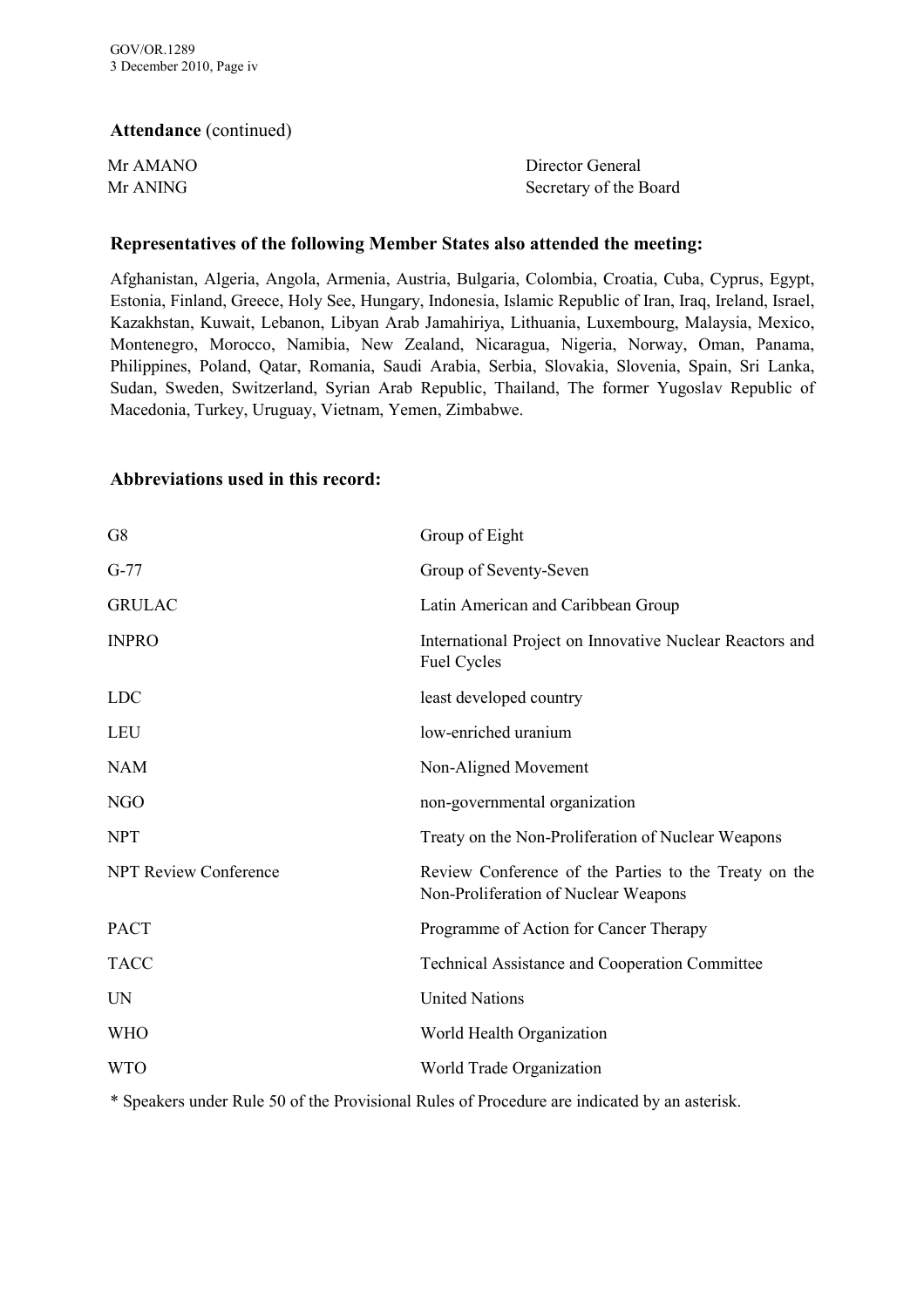**Attendance** (continued)

| | |
|---|---|
| Mr AMANO | Director General |
| Mr ANING | Secretary of the Board |

**Representatives of the following Member States also attended the meeting:**

Afghanistan, Algeria, Angola, Armenia, Austria, Bulgaria, Colombia, Croatia, Cuba, Cyprus, Egypt, Estonia, Finland, Greece, Holy See, Hungary, Indonesia, Islamic Republic of Iran, Iraq, Ireland, Israel, Kazakhstan, Kuwait, Lebanon, Libyan Arab Jamahiriya, Lithuania, Luxembourg, Malaysia, Mexico, Montenegro, Morocco, Namibia, New Zealand, Nicaragua, Nigeria, Norway, Oman, Panama, Philippines, Poland, Qatar, Romania, Saudi Arabia, Serbia, Slovakia, Slovenia, Spain, Sri Lanka, Sudan, Sweden, Switzerland, Syrian Arab Republic, Thailand, The former Yugoslav Republic of Macedonia, Turkey, Uruguay, Vietnam, Yemen, Zimbabwe.

**Abbreviations used in this record:**

| | |
|---|---|
| G8 | Group of Eight |
| G-77 | Group of Seventy-Seven |
| GRULAC | Latin American and Caribbean Group |
| INPRO | International Project on Innovative Nuclear Reactors and Fuel Cycles |
| LDC | least developed country |
| LEU | low-enriched uranium |
| NAM | Non-Aligned Movement |
| NGO | non-governmental organization |
| NPT | Treaty on the Non-Proliferation of Nuclear Weapons |
| NPT Review Conference | Review Conference of the Parties to the Treaty on the Non-Proliferation of Nuclear Weapons |
| PACT | Programme of Action for Cancer Therapy |
| TACC | Technical Assistance and Cooperation Committee |
| UN | United Nations |
| WHO | World Health Organization |
| WTO | World Trade Organization |

* Speakers under Rule 50 of the Provisional Rules of Procedure are indicated by an asterisk.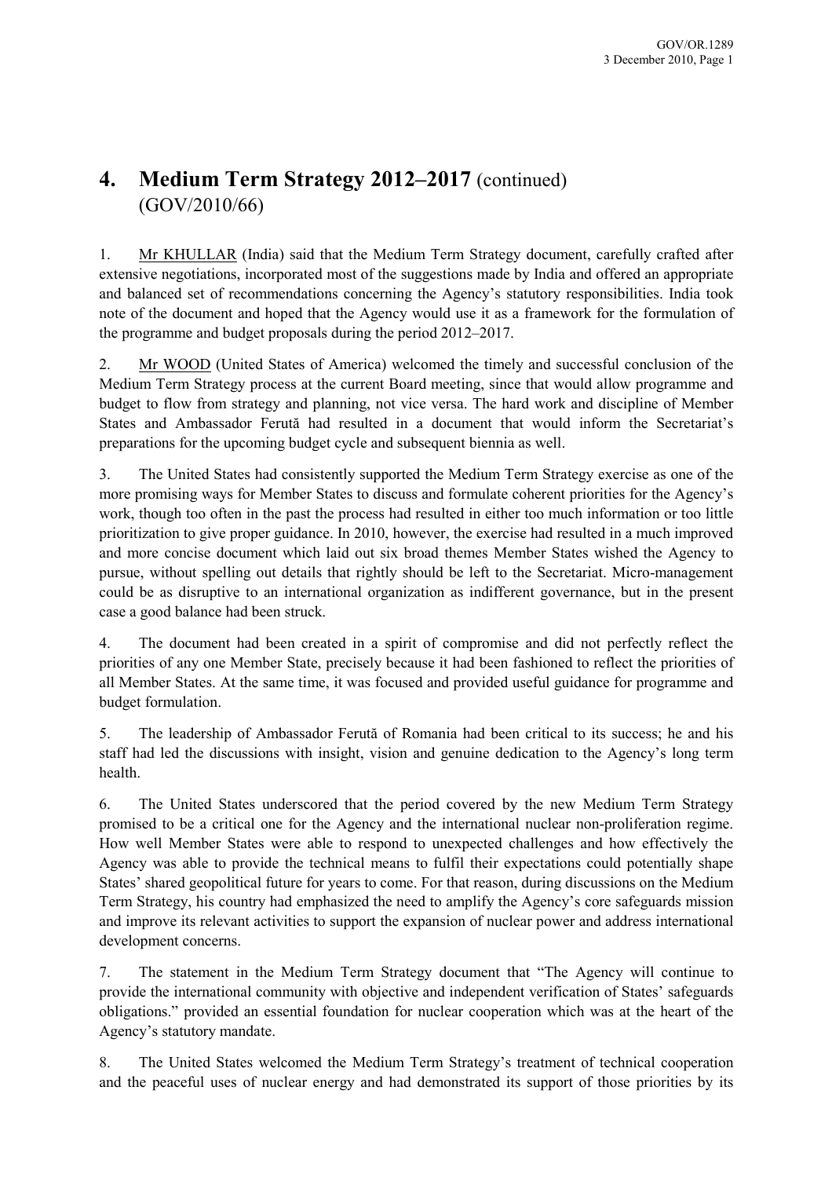## 4. Medium Term Strategy 2012–2017 (continued) (GOV/2010/66)

1. Mr KHULLAR (India) said that the Medium Term Strategy document, carefully crafted after extensive negotiations, incorporated most of the suggestions made by India and offered an appropriate and balanced set of recommendations concerning the Agency's statutory responsibilities. India took note of the document and hoped that the Agency would use it as a framework for the formulation of the programme and budget proposals during the period 2012–2017.

2. Mr WOOD (United States of America) welcomed the timely and successful conclusion of the Medium Term Strategy process at the current Board meeting, since that would allow programme and budget to flow from strategy and planning, not vice versa. The hard work and discipline of Member States and Ambassador Ferută had resulted in a document that would inform the Secretariat's preparations for the upcoming budget cycle and subsequent biennia as well.

3. The United States had consistently supported the Medium Term Strategy exercise as one of the more promising ways for Member States to discuss and formulate coherent priorities for the Agency's work, though too often in the past the process had resulted in either too much information or too little prioritization to give proper guidance. In 2010, however, the exercise had resulted in a much improved and more concise document which laid out six broad themes Member States wished the Agency to pursue, without spelling out details that rightly should be left to the Secretariat. Micro-management could be as disruptive to an international organization as indifferent governance, but in the present case a good balance had been struck.

4. The document had been created in a spirit of compromise and did not perfectly reflect the priorities of any one Member State, precisely because it had been fashioned to reflect the priorities of all Member States. At the same time, it was focused and provided useful guidance for programme and budget formulation.

5. The leadership of Ambassador Ferută of Romania had been critical to its success; he and his staff had led the discussions with insight, vision and genuine dedication to the Agency's long term health.

6. The United States underscored that the period covered by the new Medium Term Strategy promised to be a critical one for the Agency and the international nuclear non-proliferation regime. How well Member States were able to respond to unexpected challenges and how effectively the Agency was able to provide the technical means to fulfil their expectations could potentially shape States' shared geopolitical future for years to come. For that reason, during discussions on the Medium Term Strategy, his country had emphasized the need to amplify the Agency's core safeguards mission and improve its relevant activities to support the expansion of nuclear power and address international development concerns.

7. The statement in the Medium Term Strategy document that "The Agency will continue to provide the international community with objective and independent verification of States' safeguards obligations." provided an essential foundation for nuclear cooperation which was at the heart of the Agency's statutory mandate.

8. The United States welcomed the Medium Term Strategy's treatment of technical cooperation and the peaceful uses of nuclear energy and had demonstrated its support of those priorities by its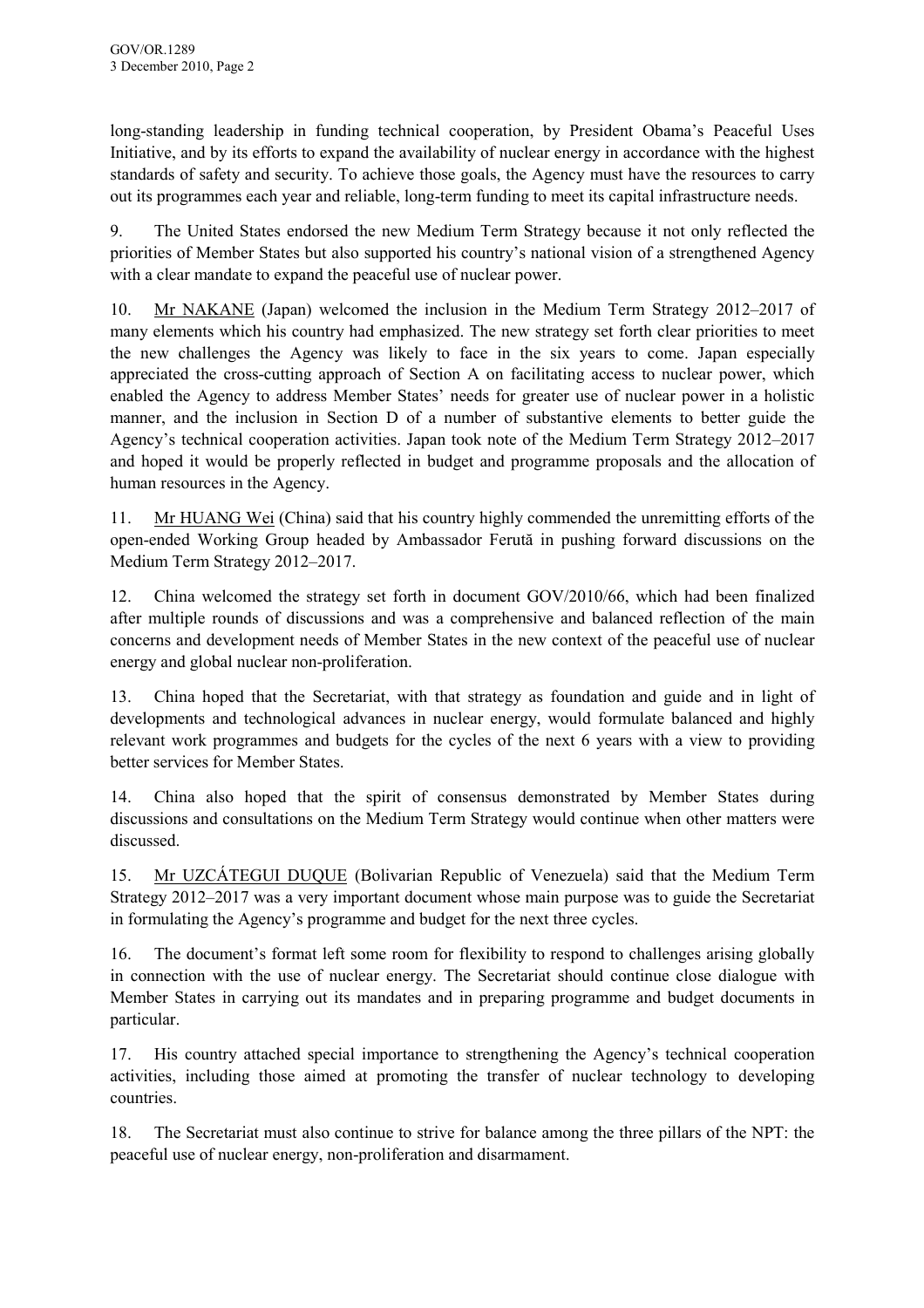long-standing leadership in funding technical cooperation, by President Obama's Peaceful Uses Initiative, and by its efforts to expand the availability of nuclear energy in accordance with the highest standards of safety and security. To achieve those goals, the Agency must have the resources to carry out its programmes each year and reliable, long-term funding to meet its capital infrastructure needs.

9. The United States endorsed the new Medium Term Strategy because it not only reflected the priorities of Member States but also supported his country's national vision of a strengthened Agency with a clear mandate to expand the peaceful use of nuclear power.

10. Mr NAKANE (Japan) welcomed the inclusion in the Medium Term Strategy 2012–2017 of many elements which his country had emphasized. The new strategy set forth clear priorities to meet the new challenges the Agency was likely to face in the six years to come. Japan especially appreciated the cross-cutting approach of Section A on facilitating access to nuclear power, which enabled the Agency to address Member States' needs for greater use of nuclear power in a holistic manner, and the inclusion in Section D of a number of substantive elements to better guide the Agency's technical cooperation activities. Japan took note of the Medium Term Strategy 2012–2017 and hoped it would be properly reflected in budget and programme proposals and the allocation of human resources in the Agency.

11. Mr HUANG Wei (China) said that his country highly commended the unremitting efforts of the open-ended Working Group headed by Ambassador Feruţă in pushing forward discussions on the Medium Term Strategy 2012–2017.

12. China welcomed the strategy set forth in document GOV/2010/66, which had been finalized after multiple rounds of discussions and was a comprehensive and balanced reflection of the main concerns and development needs of Member States in the new context of the peaceful use of nuclear energy and global nuclear non-proliferation.

13. China hoped that the Secretariat, with that strategy as foundation and guide and in light of developments and technological advances in nuclear energy, would formulate balanced and highly relevant work programmes and budgets for the cycles of the next 6 years with a view to providing better services for Member States.

14. China also hoped that the spirit of consensus demonstrated by Member States during discussions and consultations on the Medium Term Strategy would continue when other matters were discussed.

15. Mr UZCÁTEGUI DUQUE (Bolivarian Republic of Venezuela) said that the Medium Term Strategy 2012–2017 was a very important document whose main purpose was to guide the Secretariat in formulating the Agency's programme and budget for the next three cycles.

16. The document's format left some room for flexibility to respond to challenges arising globally in connection with the use of nuclear energy. The Secretariat should continue close dialogue with Member States in carrying out its mandates and in preparing programme and budget documents in particular.

17. His country attached special importance to strengthening the Agency's technical cooperation activities, including those aimed at promoting the transfer of nuclear technology to developing countries.

18. The Secretariat must also continue to strive for balance among the three pillars of the NPT: the peaceful use of nuclear energy, non-proliferation and disarmament.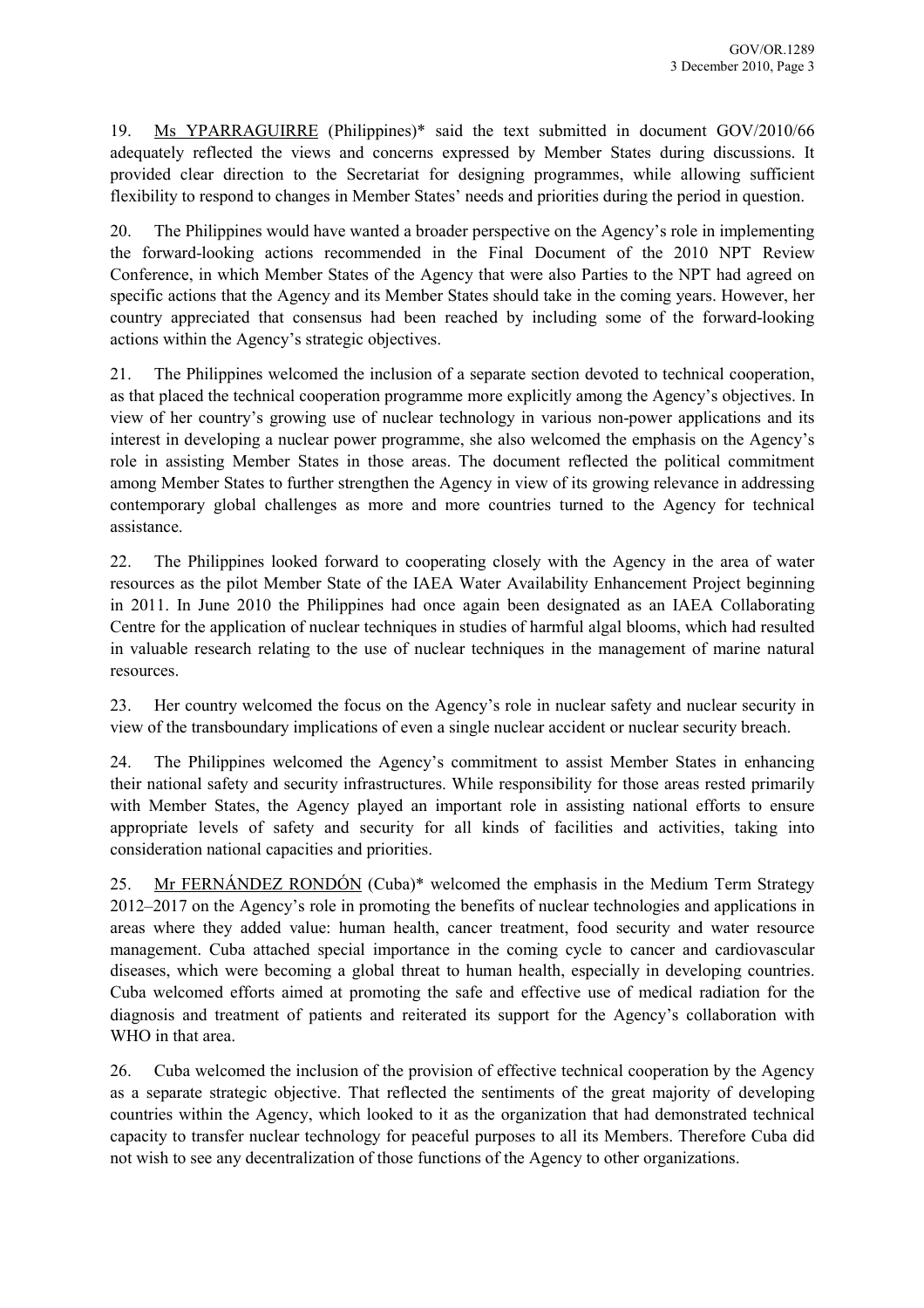19. Ms YPARRAGUIRRE (Philippines)* said the text submitted in document GOV/2010/66 adequately reflected the views and concerns expressed by Member States during discussions. It provided clear direction to the Secretariat for designing programmes, while allowing sufficient flexibility to respond to changes in Member States' needs and priorities during the period in question.

20. The Philippines would have wanted a broader perspective on the Agency's role in implementing the forward-looking actions recommended in the Final Document of the 2010 NPT Review Conference, in which Member States of the Agency that were also Parties to the NPT had agreed on specific actions that the Agency and its Member States should take in the coming years. However, her country appreciated that consensus had been reached by including some of the forward-looking actions within the Agency's strategic objectives.

21. The Philippines welcomed the inclusion of a separate section devoted to technical cooperation, as that placed the technical cooperation programme more explicitly among the Agency's objectives. In view of her country's growing use of nuclear technology in various non-power applications and its interest in developing a nuclear power programme, she also welcomed the emphasis on the Agency's role in assisting Member States in those areas. The document reflected the political commitment among Member States to further strengthen the Agency in view of its growing relevance in addressing contemporary global challenges as more and more countries turned to the Agency for technical assistance.

22. The Philippines looked forward to cooperating closely with the Agency in the area of water resources as the pilot Member State of the IAEA Water Availability Enhancement Project beginning in 2011. In June 2010 the Philippines had once again been designated as an IAEA Collaborating Centre for the application of nuclear techniques in studies of harmful algal blooms, which had resulted in valuable research relating to the use of nuclear techniques in the management of marine natural resources.

23. Her country welcomed the focus on the Agency's role in nuclear safety and nuclear security in view of the transboundary implications of even a single nuclear accident or nuclear security breach.

24. The Philippines welcomed the Agency's commitment to assist Member States in enhancing their national safety and security infrastructures. While responsibility for those areas rested primarily with Member States, the Agency played an important role in assisting national efforts to ensure appropriate levels of safety and security for all kinds of facilities and activities, taking into consideration national capacities and priorities.

25. Mr FERNÁNDEZ RONDÓN (Cuba)* welcomed the emphasis in the Medium Term Strategy 2012–2017 on the Agency's role in promoting the benefits of nuclear technologies and applications in areas where they added value: human health, cancer treatment, food security and water resource management. Cuba attached special importance in the coming cycle to cancer and cardiovascular diseases, which were becoming a global threat to human health, especially in developing countries. Cuba welcomed efforts aimed at promoting the safe and effective use of medical radiation for the diagnosis and treatment of patients and reiterated its support for the Agency's collaboration with WHO in that area.

26. Cuba welcomed the inclusion of the provision of effective technical cooperation by the Agency as a separate strategic objective. That reflected the sentiments of the great majority of developing countries within the Agency, which looked to it as the organization that had demonstrated technical capacity to transfer nuclear technology for peaceful purposes to all its Members. Therefore Cuba did not wish to see any decentralization of those functions of the Agency to other organizations.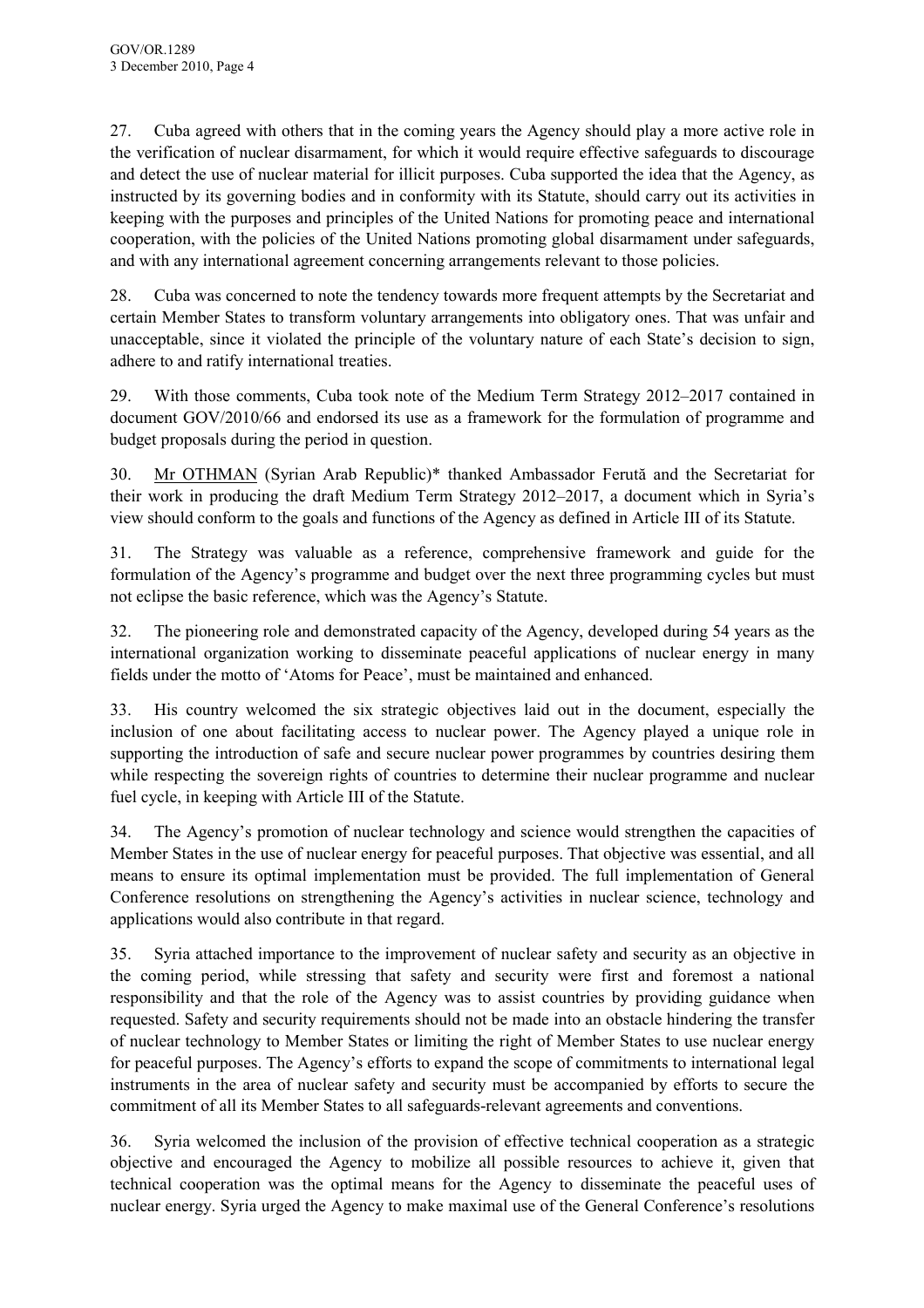27. Cuba agreed with others that in the coming years the Agency should play a more active role in the verification of nuclear disarmament, for which it would require effective safeguards to discourage and detect the use of nuclear material for illicit purposes. Cuba supported the idea that the Agency, as instructed by its governing bodies and in conformity with its Statute, should carry out its activities in keeping with the purposes and principles of the United Nations for promoting peace and international cooperation, with the policies of the United Nations promoting global disarmament under safeguards, and with any international agreement concerning arrangements relevant to those policies.

28. Cuba was concerned to note the tendency towards more frequent attempts by the Secretariat and certain Member States to transform voluntary arrangements into obligatory ones. That was unfair and unacceptable, since it violated the principle of the voluntary nature of each State's decision to sign, adhere to and ratify international treaties.

29. With those comments, Cuba took note of the Medium Term Strategy 2012–2017 contained in document GOV/2010/66 and endorsed its use as a framework for the formulation of programme and budget proposals during the period in question.

30. Mr OTHMAN (Syrian Arab Republic)* thanked Ambassador Ferută and the Secretariat for their work in producing the draft Medium Term Strategy 2012–2017, a document which in Syria's view should conform to the goals and functions of the Agency as defined in Article III of its Statute.

31. The Strategy was valuable as a reference, comprehensive framework and guide for the formulation of the Agency's programme and budget over the next three programming cycles but must not eclipse the basic reference, which was the Agency's Statute.

32. The pioneering role and demonstrated capacity of the Agency, developed during 54 years as the international organization working to disseminate peaceful applications of nuclear energy in many fields under the motto of 'Atoms for Peace', must be maintained and enhanced.

33. His country welcomed the six strategic objectives laid out in the document, especially the inclusion of one about facilitating access to nuclear power. The Agency played a unique role in supporting the introduction of safe and secure nuclear power programmes by countries desiring them while respecting the sovereign rights of countries to determine their nuclear programme and nuclear fuel cycle, in keeping with Article III of the Statute.

34. The Agency's promotion of nuclear technology and science would strengthen the capacities of Member States in the use of nuclear energy for peaceful purposes. That objective was essential, and all means to ensure its optimal implementation must be provided. The full implementation of General Conference resolutions on strengthening the Agency's activities in nuclear science, technology and applications would also contribute in that regard.

35. Syria attached importance to the improvement of nuclear safety and security as an objective in the coming period, while stressing that safety and security were first and foremost a national responsibility and that the role of the Agency was to assist countries by providing guidance when requested. Safety and security requirements should not be made into an obstacle hindering the transfer of nuclear technology to Member States or limiting the right of Member States to use nuclear energy for peaceful purposes. The Agency's efforts to expand the scope of commitments to international legal instruments in the area of nuclear safety and security must be accompanied by efforts to secure the commitment of all its Member States to all safeguards-relevant agreements and conventions.

36. Syria welcomed the inclusion of the provision of effective technical cooperation as a strategic objective and encouraged the Agency to mobilize all possible resources to achieve it, given that technical cooperation was the optimal means for the Agency to disseminate the peaceful uses of nuclear energy. Syria urged the Agency to make maximal use of the General Conference's resolutions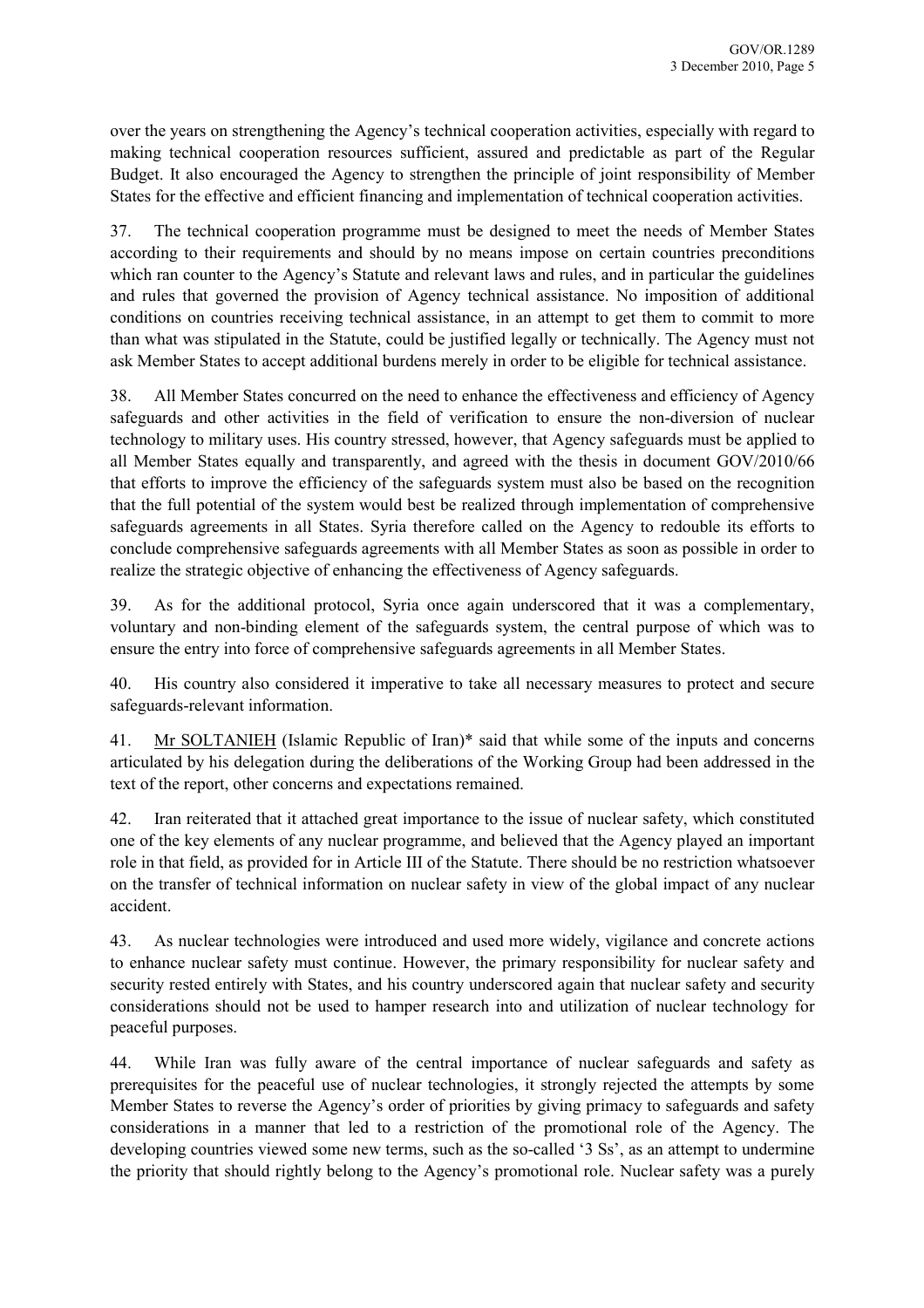over the years on strengthening the Agency's technical cooperation activities, especially with regard to making technical cooperation resources sufficient, assured and predictable as part of the Regular Budget. It also encouraged the Agency to strengthen the principle of joint responsibility of Member States for the effective and efficient financing and implementation of technical cooperation activities.

37. The technical cooperation programme must be designed to meet the needs of Member States according to their requirements and should by no means impose on certain countries preconditions which ran counter to the Agency's Statute and relevant laws and rules, and in particular the guidelines and rules that governed the provision of Agency technical assistance. No imposition of additional conditions on countries receiving technical assistance, in an attempt to get them to commit to more than what was stipulated in the Statute, could be justified legally or technically. The Agency must not ask Member States to accept additional burdens merely in order to be eligible for technical assistance.

38. All Member States concurred on the need to enhance the effectiveness and efficiency of Agency safeguards and other activities in the field of verification to ensure the non-diversion of nuclear technology to military uses. His country stressed, however, that Agency safeguards must be applied to all Member States equally and transparently, and agreed with the thesis in document GOV/2010/66 that efforts to improve the efficiency of the safeguards system must also be based on the recognition that the full potential of the system would best be realized through implementation of comprehensive safeguards agreements in all States. Syria therefore called on the Agency to redouble its efforts to conclude comprehensive safeguards agreements with all Member States as soon as possible in order to realize the strategic objective of enhancing the effectiveness of Agency safeguards.

39. As for the additional protocol, Syria once again underscored that it was a complementary, voluntary and non-binding element of the safeguards system, the central purpose of which was to ensure the entry into force of comprehensive safeguards agreements in all Member States.

40. His country also considered it imperative to take all necessary measures to protect and secure safeguards-relevant information.

41. Mr SOLTANIEH (Islamic Republic of Iran)* said that while some of the inputs and concerns articulated by his delegation during the deliberations of the Working Group had been addressed in the text of the report, other concerns and expectations remained.

42. Iran reiterated that it attached great importance to the issue of nuclear safety, which constituted one of the key elements of any nuclear programme, and believed that the Agency played an important role in that field, as provided for in Article III of the Statute. There should be no restriction whatsoever on the transfer of technical information on nuclear safety in view of the global impact of any nuclear accident.

43. As nuclear technologies were introduced and used more widely, vigilance and concrete actions to enhance nuclear safety must continue. However, the primary responsibility for nuclear safety and security rested entirely with States, and his country underscored again that nuclear safety and security considerations should not be used to hamper research into and utilization of nuclear technology for peaceful purposes.

44. While Iran was fully aware of the central importance of nuclear safeguards and safety as prerequisites for the peaceful use of nuclear technologies, it strongly rejected the attempts by some Member States to reverse the Agency's order of priorities by giving primacy to safeguards and safety considerations in a manner that led to a restriction of the promotional role of the Agency. The developing countries viewed some new terms, such as the so-called '3 Ss', as an attempt to undermine the priority that should rightly belong to the Agency's promotional role. Nuclear safety was a purely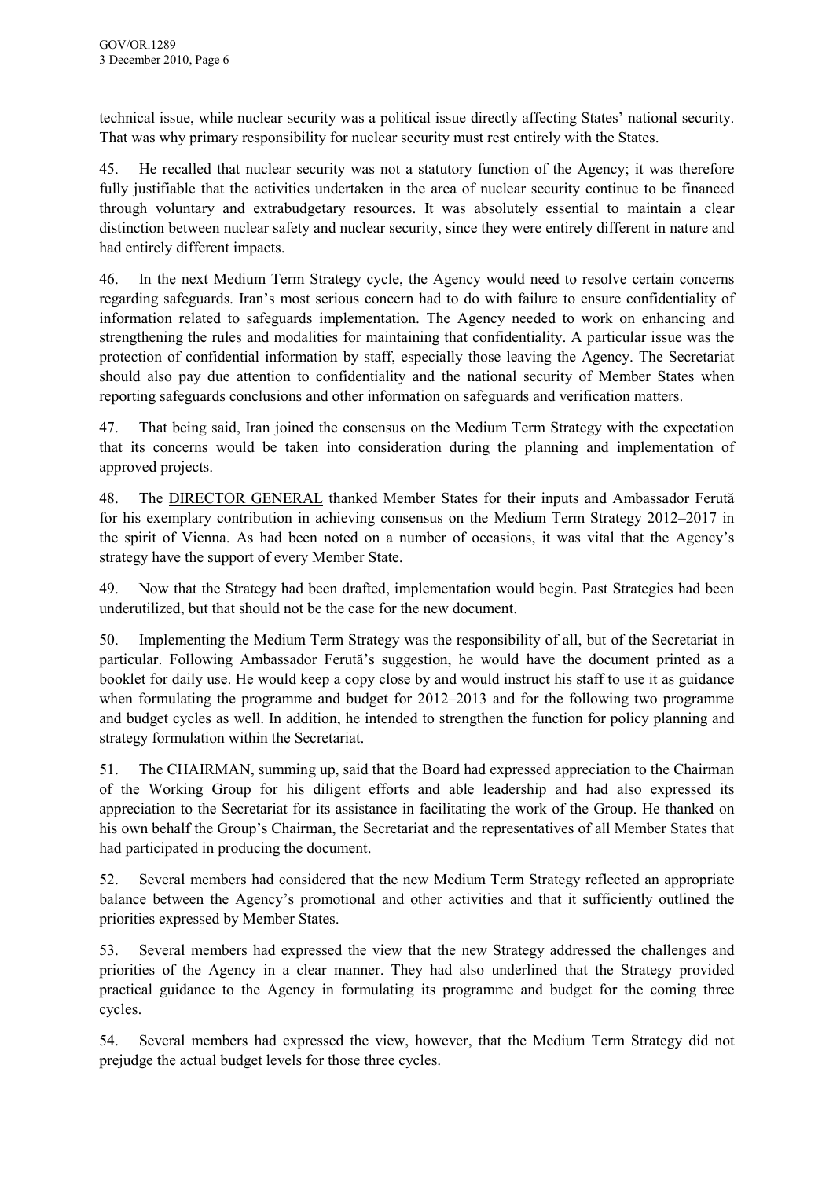technical issue, while nuclear security was a political issue directly affecting States' national security. That was why primary responsibility for nuclear security must rest entirely with the States.

45. He recalled that nuclear security was not a statutory function of the Agency; it was therefore fully justifiable that the activities undertaken in the area of nuclear security continue to be financed through voluntary and extrabudgetary resources. It was absolutely essential to maintain a clear distinction between nuclear safety and nuclear security, since they were entirely different in nature and had entirely different impacts.

46. In the next Medium Term Strategy cycle, the Agency would need to resolve certain concerns regarding safeguards. Iran's most serious concern had to do with failure to ensure confidentiality of information related to safeguards implementation. The Agency needed to work on enhancing and strengthening the rules and modalities for maintaining that confidentiality. A particular issue was the protection of confidential information by staff, especially those leaving the Agency. The Secretariat should also pay due attention to confidentiality and the national security of Member States when reporting safeguards conclusions and other information on safeguards and verification matters.

47. That being said, Iran joined the consensus on the Medium Term Strategy with the expectation that its concerns would be taken into consideration during the planning and implementation of approved projects.

48. The DIRECTOR GENERAL thanked Member States for their inputs and Ambassador Feruță for his exemplary contribution in achieving consensus on the Medium Term Strategy 2012–2017 in the spirit of Vienna. As had been noted on a number of occasions, it was vital that the Agency's strategy have the support of every Member State.

49. Now that the Strategy had been drafted, implementation would begin. Past Strategies had been underutilized, but that should not be the case for the new document.

50. Implementing the Medium Term Strategy was the responsibility of all, but of the Secretariat in particular. Following Ambassador Feruță's suggestion, he would have the document printed as a booklet for daily use. He would keep a copy close by and would instruct his staff to use it as guidance when formulating the programme and budget for 2012–2013 and for the following two programme and budget cycles as well. In addition, he intended to strengthen the function for policy planning and strategy formulation within the Secretariat.

51. The CHAIRMAN, summing up, said that the Board had expressed appreciation to the Chairman of the Working Group for his diligent efforts and able leadership and had also expressed its appreciation to the Secretariat for its assistance in facilitating the work of the Group. He thanked on his own behalf the Group's Chairman, the Secretariat and the representatives of all Member States that had participated in producing the document.

52. Several members had considered that the new Medium Term Strategy reflected an appropriate balance between the Agency's promotional and other activities and that it sufficiently outlined the priorities expressed by Member States.

53. Several members had expressed the view that the new Strategy addressed the challenges and priorities of the Agency in a clear manner. They had also underlined that the Strategy provided practical guidance to the Agency in formulating its programme and budget for the coming three cycles.

54. Several members had expressed the view, however, that the Medium Term Strategy did not prejudge the actual budget levels for those three cycles.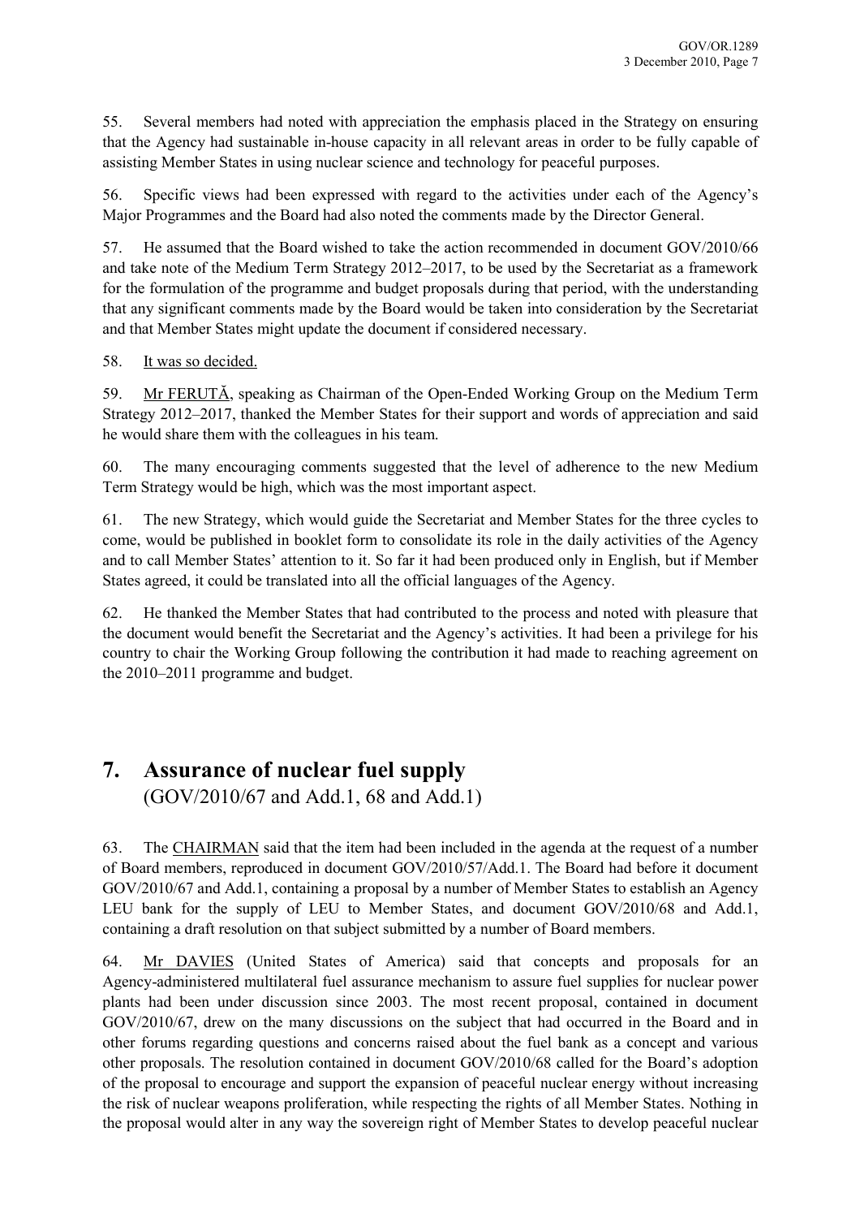55. Several members had noted with appreciation the emphasis placed in the Strategy on ensuring that the Agency had sustainable in-house capacity in all relevant areas in order to be fully capable of assisting Member States in using nuclear science and technology for peaceful purposes.

56. Specific views had been expressed with regard to the activities under each of the Agency's Major Programmes and the Board had also noted the comments made by the Director General.

57. He assumed that the Board wished to take the action recommended in document GOV/2010/66 and take note of the Medium Term Strategy 2012–2017, to be used by the Secretariat as a framework for the formulation of the programme and budget proposals during that period, with the understanding that any significant comments made by the Board would be taken into consideration by the Secretariat and that Member States might update the document if considered necessary.

58. It was so decided.

59. Mr FERUTĂ, speaking as Chairman of the Open-Ended Working Group on the Medium Term Strategy 2012–2017, thanked the Member States for their support and words of appreciation and said he would share them with the colleagues in his team.

60. The many encouraging comments suggested that the level of adherence to the new Medium Term Strategy would be high, which was the most important aspect.

61. The new Strategy, which would guide the Secretariat and Member States for the three cycles to come, would be published in booklet form to consolidate its role in the daily activities of the Agency and to call Member States' attention to it. So far it had been produced only in English, but if Member States agreed, it could be translated into all the official languages of the Agency.

62. He thanked the Member States that had contributed to the process and noted with pleasure that the document would benefit the Secretariat and the Agency's activities. It had been a privilege for his country to chair the Working Group following the contribution it had made to reaching agreement on the 2010–2011 programme and budget.

# 7. Assurance of nuclear fuel supply

(GOV/2010/67 and Add.1, 68 and Add.1)

63. The CHAIRMAN said that the item had been included in the agenda at the request of a number of Board members, reproduced in document GOV/2010/57/Add.1. The Board had before it document GOV/2010/67 and Add.1, containing a proposal by a number of Member States to establish an Agency LEU bank for the supply of LEU to Member States, and document GOV/2010/68 and Add.1, containing a draft resolution on that subject submitted by a number of Board members.

64. Mr DAVIES (United States of America) said that concepts and proposals for an Agency-administered multilateral fuel assurance mechanism to assure fuel supplies for nuclear power plants had been under discussion since 2003. The most recent proposal, contained in document GOV/2010/67, drew on the many discussions on the subject that had occurred in the Board and in other forums regarding questions and concerns raised about the fuel bank as a concept and various other proposals. The resolution contained in document GOV/2010/68 called for the Board's adoption of the proposal to encourage and support the expansion of peaceful nuclear energy without increasing the risk of nuclear weapons proliferation, while respecting the rights of all Member States. Nothing in the proposal would alter in any way the sovereign right of Member States to develop peaceful nuclear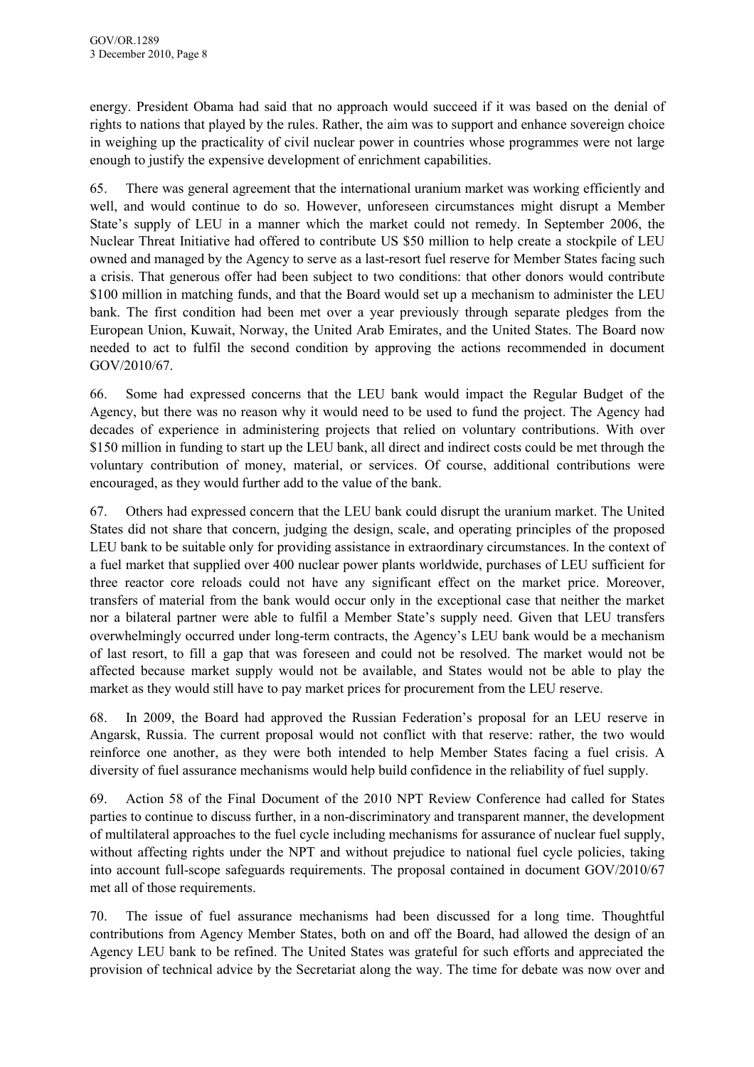energy. President Obama had said that no approach would succeed if it was based on the denial of rights to nations that played by the rules. Rather, the aim was to support and enhance sovereign choice in weighing up the practicality of civil nuclear power in countries whose programmes were not large enough to justify the expensive development of enrichment capabilities.

65. There was general agreement that the international uranium market was working efficiently and well, and would continue to do so. However, unforeseen circumstances might disrupt a Member State's supply of LEU in a manner which the market could not remedy. In September 2006, the Nuclear Threat Initiative had offered to contribute US $50 million to help create a stockpile of LEU owned and managed by the Agency to serve as a last-resort fuel reserve for Member States facing such a crisis. That generous offer had been subject to two conditions: that other donors would contribute $100 million in matching funds, and that the Board would set up a mechanism to administer the LEU bank. The first condition had been met over a year previously through separate pledges from the European Union, Kuwait, Norway, the United Arab Emirates, and the United States. The Board now needed to act to fulfil the second condition by approving the actions recommended in document GOV/2010/67.

66. Some had expressed concerns that the LEU bank would impact the Regular Budget of the Agency, but there was no reason why it would need to be used to fund the project. The Agency had decades of experience in administering projects that relied on voluntary contributions. With over $150 million in funding to start up the LEU bank, all direct and indirect costs could be met through the voluntary contribution of money, material, or services. Of course, additional contributions were encouraged, as they would further add to the value of the bank.

67. Others had expressed concern that the LEU bank could disrupt the uranium market. The United States did not share that concern, judging the design, scale, and operating principles of the proposed LEU bank to be suitable only for providing assistance in extraordinary circumstances. In the context of a fuel market that supplied over 400 nuclear power plants worldwide, purchases of LEU sufficient for three reactor core reloads could not have any significant effect on the market price. Moreover, transfers of material from the bank would occur only in the exceptional case that neither the market nor a bilateral partner were able to fulfil a Member State's supply need. Given that LEU transfers overwhelmingly occurred under long-term contracts, the Agency's LEU bank would be a mechanism of last resort, to fill a gap that was foreseen and could not be resolved. The market would not be affected because market supply would not be available, and States would not be able to play the market as they would still have to pay market prices for procurement from the LEU reserve.

68. In 2009, the Board had approved the Russian Federation's proposal for an LEU reserve in Angarsk, Russia. The current proposal would not conflict with that reserve: rather, the two would reinforce one another, as they were both intended to help Member States facing a fuel crisis. A diversity of fuel assurance mechanisms would help build confidence in the reliability of fuel supply.

69. Action 58 of the Final Document of the 2010 NPT Review Conference had called for States parties to continue to discuss further, in a non-discriminatory and transparent manner, the development of multilateral approaches to the fuel cycle including mechanisms for assurance of nuclear fuel supply, without affecting rights under the NPT and without prejudice to national fuel cycle policies, taking into account full-scope safeguards requirements. The proposal contained in document GOV/2010/67 met all of those requirements.

70. The issue of fuel assurance mechanisms had been discussed for a long time. Thoughtful contributions from Agency Member States, both on and off the Board, had allowed the design of an Agency LEU bank to be refined. The United States was grateful for such efforts and appreciated the provision of technical advice by the Secretariat along the way. The time for debate was now over and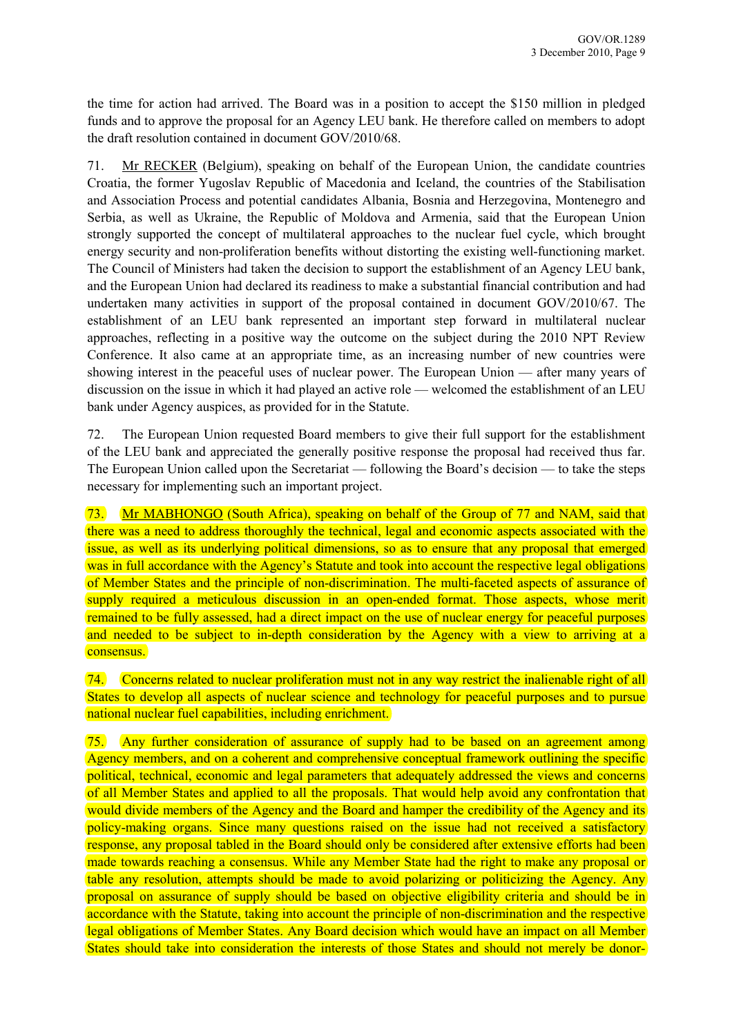the time for action had arrived. The Board was in a position to accept the $150 million in pledged funds and to approve the proposal for an Agency LEU bank. He therefore called on members to adopt the draft resolution contained in document GOV/2010/68.

71. Mr RECKER (Belgium), speaking on behalf of the European Union, the candidate countries Croatia, the former Yugoslav Republic of Macedonia and Iceland, the countries of the Stabilisation and Association Process and potential candidates Albania, Bosnia and Herzegovina, Montenegro and Serbia, as well as Ukraine, the Republic of Moldova and Armenia, said that the European Union strongly supported the concept of multilateral approaches to the nuclear fuel cycle, which brought energy security and non-proliferation benefits without distorting the existing well-functioning market. The Council of Ministers had taken the decision to support the establishment of an Agency LEU bank, and the European Union had declared its readiness to make a substantial financial contribution and had undertaken many activities in support of the proposal contained in document GOV/2010/67. The establishment of an LEU bank represented an important step forward in multilateral nuclear approaches, reflecting in a positive way the outcome on the subject during the 2010 NPT Review Conference. It also came at an appropriate time, as an increasing number of new countries were showing interest in the peaceful uses of nuclear power. The European Union — after many years of discussion on the issue in which it had played an active role — welcomed the establishment of an LEU bank under Agency auspices, as provided for in the Statute.

72. The European Union requested Board members to give their full support for the establishment of the LEU bank and appreciated the generally positive response the proposal had received thus far. The European Union called upon the Secretariat — following the Board's decision — to take the steps necessary for implementing such an important project.

73. Mr MABHONGO (South Africa), speaking on behalf of the Group of 77 and NAM, said that there was a need to address thoroughly the technical, legal and economic aspects associated with the issue, as well as its underlying political dimensions, so as to ensure that any proposal that emerged was in full accordance with the Agency's Statute and took into account the respective legal obligations of Member States and the principle of non-discrimination. The multi-faceted aspects of assurance of supply required a meticulous discussion in an open-ended format. Those aspects, whose merit remained to be fully assessed, had a direct impact on the use of nuclear energy for peaceful purposes and needed to be subject to in-depth consideration by the Agency with a view to arriving at a consensus.

74. Concerns related to nuclear proliferation must not in any way restrict the inalienable right of all States to develop all aspects of nuclear science and technology for peaceful purposes and to pursue national nuclear fuel capabilities, including enrichment.

75. Any further consideration of assurance of supply had to be based on an agreement among Agency members, and on a coherent and comprehensive conceptual framework outlining the specific political, technical, economic and legal parameters that adequately addressed the views and concerns of all Member States and applied to all the proposals. That would help avoid any confrontation that would divide members of the Agency and the Board and hamper the credibility of the Agency and its policy-making organs. Since many questions raised on the issue had not received a satisfactory response, any proposal tabled in the Board should only be considered after extensive efforts had been made towards reaching a consensus. While any Member State had the right to make any proposal or table any resolution, attempts should be made to avoid polarizing or politicizing the Agency. Any proposal on assurance of supply should be based on objective eligibility criteria and should be in accordance with the Statute, taking into account the principle of non-discrimination and the respective legal obligations of Member States. Any Board decision which would have an impact on all Member States should take into consideration the interests of those States and should not merely be donor-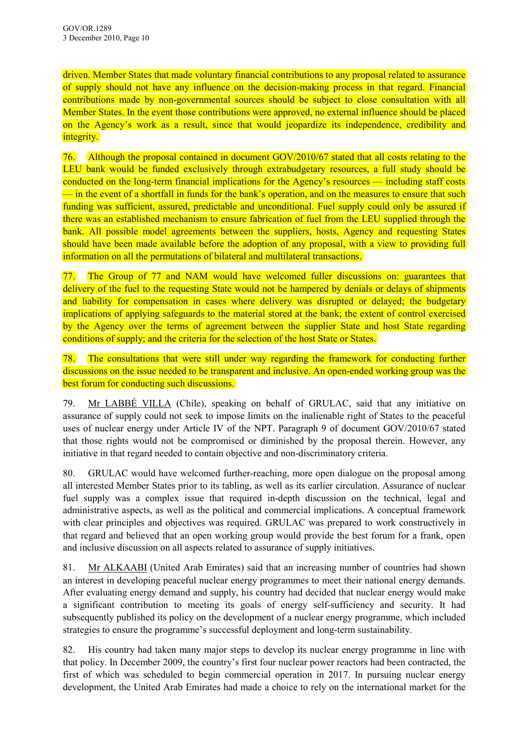driven. Member States that made voluntary financial contributions to any proposal related to assurance of supply should not have any influence on the decision-making process in that regard. Financial contributions made by non-governmental sources should be subject to close consultation with all Member States. In the event those contributions were approved, no external influence should be placed on the Agency's work as a result, since that would jeopardize its independence, credibility and integrity.

76. Although the proposal contained in document GOV/2010/67 stated that all costs relating to the LEU bank would be funded exclusively through extrabudgetary resources, a full study should be conducted on the long-term financial implications for the Agency's resources — including staff costs — in the event of a shortfall in funds for the bank's operation, and on the measures to ensure that such funding was sufficient, assured, predictable and unconditional. Fuel supply could only be assured if there was an established mechanism to ensure fabrication of fuel from the LEU supplied through the bank. All possible model agreements between the suppliers, hosts, Agency and requesting States should have been made available before the adoption of any proposal, with a view to providing full information on all the permutations of bilateral and multilateral transactions.

77. The Group of 77 and NAM would have welcomed fuller discussions on: guarantees that delivery of the fuel to the requesting State would not be hampered by denials or delays of shipments and liability for compensation in cases where delivery was disrupted or delayed; the budgetary implications of applying safeguards to the material stored at the bank; the extent of control exercised by the Agency over the terms of agreement between the supplier State and host State regarding conditions of supply; and the criteria for the selection of the host State or States.

78. The consultations that were still under way regarding the framework for conducting further discussions on the issue needed to be transparent and inclusive. An open-ended working group was the best forum for conducting such discussions.

79. Mr LABBÉ VILLA (Chile), speaking on behalf of GRULAC, said that any initiative on assurance of supply could not seek to impose limits on the inalienable right of States to the peaceful uses of nuclear energy under Article IV of the NPT. Paragraph 9 of document GOV/2010/67 stated that those rights would not be compromised or diminished by the proposal therein. However, any initiative in that regard needed to contain objective and non-discriminatory criteria.

80. GRULAC would have welcomed further-reaching, more open dialogue on the proposal among all interested Member States prior to its tabling, as well as its earlier circulation. Assurance of nuclear fuel supply was a complex issue that required in-depth discussion on the technical, legal and administrative aspects, as well as the political and commercial implications. A conceptual framework with clear principles and objectives was required. GRULAC was prepared to work constructively in that regard and believed that an open working group would provide the best forum for a frank, open and inclusive discussion on all aspects related to assurance of supply initiatives.

81. Mr ALKAABI (United Arab Emirates) said that an increasing number of countries had shown an interest in developing peaceful nuclear energy programmes to meet their national energy demands. After evaluating energy demand and supply, his country had decided that nuclear energy would make a significant contribution to meeting its goals of energy self-sufficiency and security. It had subsequently published its policy on the development of a nuclear energy programme, which included strategies to ensure the programme's successful deployment and long-term sustainability.

82. His country had taken many major steps to develop its nuclear energy programme in line with that policy. In December 2009, the country's first four nuclear power reactors had been contracted, the first of which was scheduled to begin commercial operation in 2017. In pursuing nuclear energy development, the United Arab Emirates had made a choice to rely on the international market for the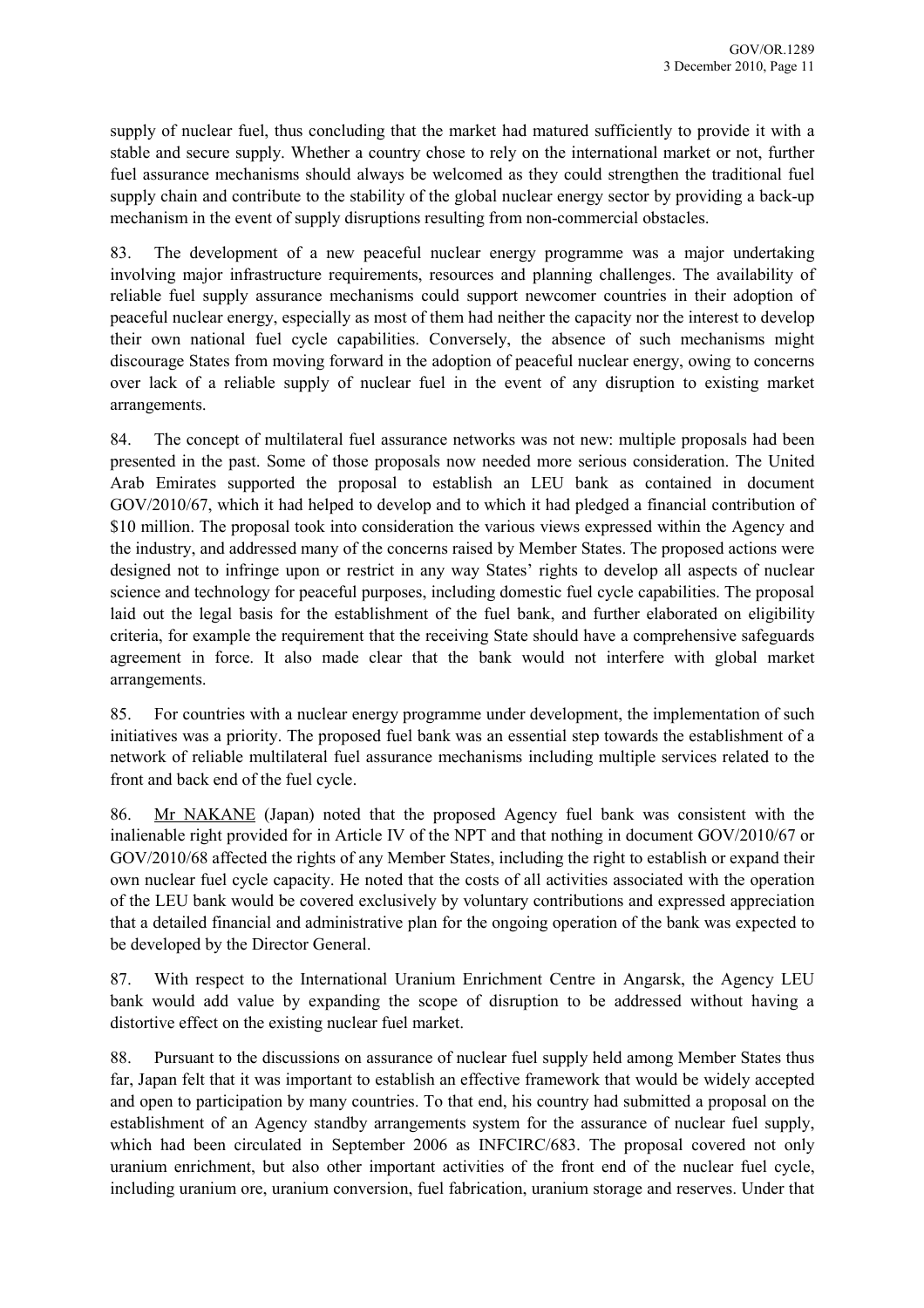supply of nuclear fuel, thus concluding that the market had matured sufficiently to provide it with a stable and secure supply. Whether a country chose to rely on the international market or not, further fuel assurance mechanisms should always be welcomed as they could strengthen the traditional fuel supply chain and contribute to the stability of the global nuclear energy sector by providing a back-up mechanism in the event of supply disruptions resulting from non-commercial obstacles.

83. The development of a new peaceful nuclear energy programme was a major undertaking involving major infrastructure requirements, resources and planning challenges. The availability of reliable fuel supply assurance mechanisms could support newcomer countries in their adoption of peaceful nuclear energy, especially as most of them had neither the capacity nor the interest to develop their own national fuel cycle capabilities. Conversely, the absence of such mechanisms might discourage States from moving forward in the adoption of peaceful nuclear energy, owing to concerns over lack of a reliable supply of nuclear fuel in the event of any disruption to existing market arrangements.

84. The concept of multilateral fuel assurance networks was not new: multiple proposals had been presented in the past. Some of those proposals now needed more serious consideration. The United Arab Emirates supported the proposal to establish an LEU bank as contained in document GOV/2010/67, which it had helped to develop and to which it had pledged a financial contribution of \$10 million. The proposal took into consideration the various views expressed within the Agency and the industry, and addressed many of the concerns raised by Member States. The proposed actions were designed not to infringe upon or restrict in any way States' rights to develop all aspects of nuclear science and technology for peaceful purposes, including domestic fuel cycle capabilities. The proposal laid out the legal basis for the establishment of the fuel bank, and further elaborated on eligibility criteria, for example the requirement that the receiving State should have a comprehensive safeguards agreement in force. It also made clear that the bank would not interfere with global market arrangements.

85. For countries with a nuclear energy programme under development, the implementation of such initiatives was a priority. The proposed fuel bank was an essential step towards the establishment of a network of reliable multilateral fuel assurance mechanisms including multiple services related to the front and back end of the fuel cycle.

86. Mr NAKANE (Japan) noted that the proposed Agency fuel bank was consistent with the inalienable right provided for in Article IV of the NPT and that nothing in document GOV/2010/67 or GOV/2010/68 affected the rights of any Member States, including the right to establish or expand their own nuclear fuel cycle capacity. He noted that the costs of all activities associated with the operation of the LEU bank would be covered exclusively by voluntary contributions and expressed appreciation that a detailed financial and administrative plan for the ongoing operation of the bank was expected to be developed by the Director General.

87. With respect to the International Uranium Enrichment Centre in Angarsk, the Agency LEU bank would add value by expanding the scope of disruption to be addressed without having a distortive effect on the existing nuclear fuel market.

88. Pursuant to the discussions on assurance of nuclear fuel supply held among Member States thus far, Japan felt that it was important to establish an effective framework that would be widely accepted and open to participation by many countries. To that end, his country had submitted a proposal on the establishment of an Agency standby arrangements system for the assurance of nuclear fuel supply, which had been circulated in September 2006 as INFCIRC/683. The proposal covered not only uranium enrichment, but also other important activities of the front end of the nuclear fuel cycle, including uranium ore, uranium conversion, fuel fabrication, uranium storage and reserves. Under that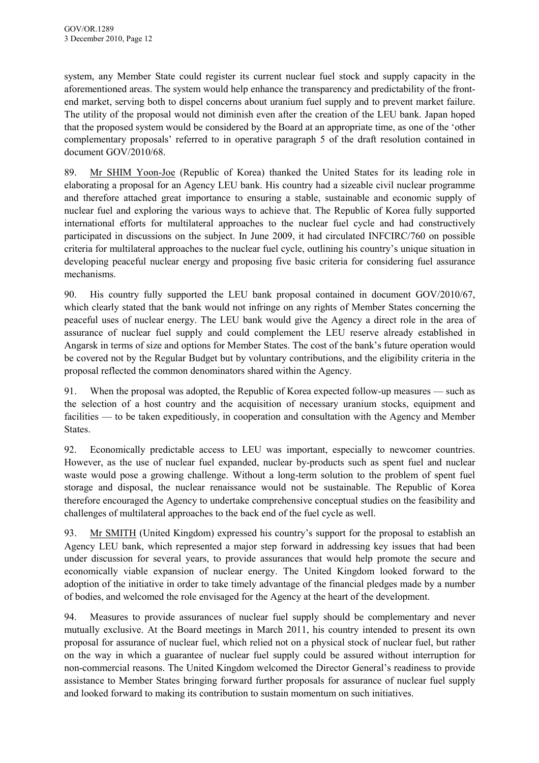system, any Member State could register its current nuclear fuel stock and supply capacity in the aforementioned areas. The system would help enhance the transparency and predictability of the front-end market, serving both to dispel concerns about uranium fuel supply and to prevent market failure. The utility of the proposal would not diminish even after the creation of the LEU bank. Japan hoped that the proposed system would be considered by the Board at an appropriate time, as one of the 'other complementary proposals' referred to in operative paragraph 5 of the draft resolution contained in document GOV/2010/68.

89. Mr SHIM Yoon-Joe (Republic of Korea) thanked the United States for its leading role in elaborating a proposal for an Agency LEU bank. His country had a sizeable civil nuclear programme and therefore attached great importance to ensuring a stable, sustainable and economic supply of nuclear fuel and exploring the various ways to achieve that. The Republic of Korea fully supported international efforts for multilateral approaches to the nuclear fuel cycle and had constructively participated in discussions on the subject. In June 2009, it had circulated INFCIRC/760 on possible criteria for multilateral approaches to the nuclear fuel cycle, outlining his country's unique situation in developing peaceful nuclear energy and proposing five basic criteria for considering fuel assurance mechanisms.

90. His country fully supported the LEU bank proposal contained in document GOV/2010/67, which clearly stated that the bank would not infringe on any rights of Member States concerning the peaceful uses of nuclear energy. The LEU bank would give the Agency a direct role in the area of assurance of nuclear fuel supply and could complement the LEU reserve already established in Angarsk in terms of size and options for Member States. The cost of the bank's future operation would be covered not by the Regular Budget but by voluntary contributions, and the eligibility criteria in the proposal reflected the common denominators shared within the Agency.

91. When the proposal was adopted, the Republic of Korea expected follow-up measures — such as the selection of a host country and the acquisition of necessary uranium stocks, equipment and facilities — to be taken expeditiously, in cooperation and consultation with the Agency and Member States.

92. Economically predictable access to LEU was important, especially to newcomer countries. However, as the use of nuclear fuel expanded, nuclear by-products such as spent fuel and nuclear waste would pose a growing challenge. Without a long-term solution to the problem of spent fuel storage and disposal, the nuclear renaissance would not be sustainable. The Republic of Korea therefore encouraged the Agency to undertake comprehensive conceptual studies on the feasibility and challenges of multilateral approaches to the back end of the fuel cycle as well.

93. Mr SMITH (United Kingdom) expressed his country's support for the proposal to establish an Agency LEU bank, which represented a major step forward in addressing key issues that had been under discussion for several years, to provide assurances that would help promote the secure and economically viable expansion of nuclear energy. The United Kingdom looked forward to the adoption of the initiative in order to take timely advantage of the financial pledges made by a number of bodies, and welcomed the role envisaged for the Agency at the heart of the development.

94. Measures to provide assurances of nuclear fuel supply should be complementary and never mutually exclusive. At the Board meetings in March 2011, his country intended to present its own proposal for assurance of nuclear fuel, which relied not on a physical stock of nuclear fuel, but rather on the way in which a guarantee of nuclear fuel supply could be assured without interruption for non-commercial reasons. The United Kingdom welcomed the Director General's readiness to provide assistance to Member States bringing forward further proposals for assurance of nuclear fuel supply and looked forward to making its contribution to sustain momentum on such initiatives.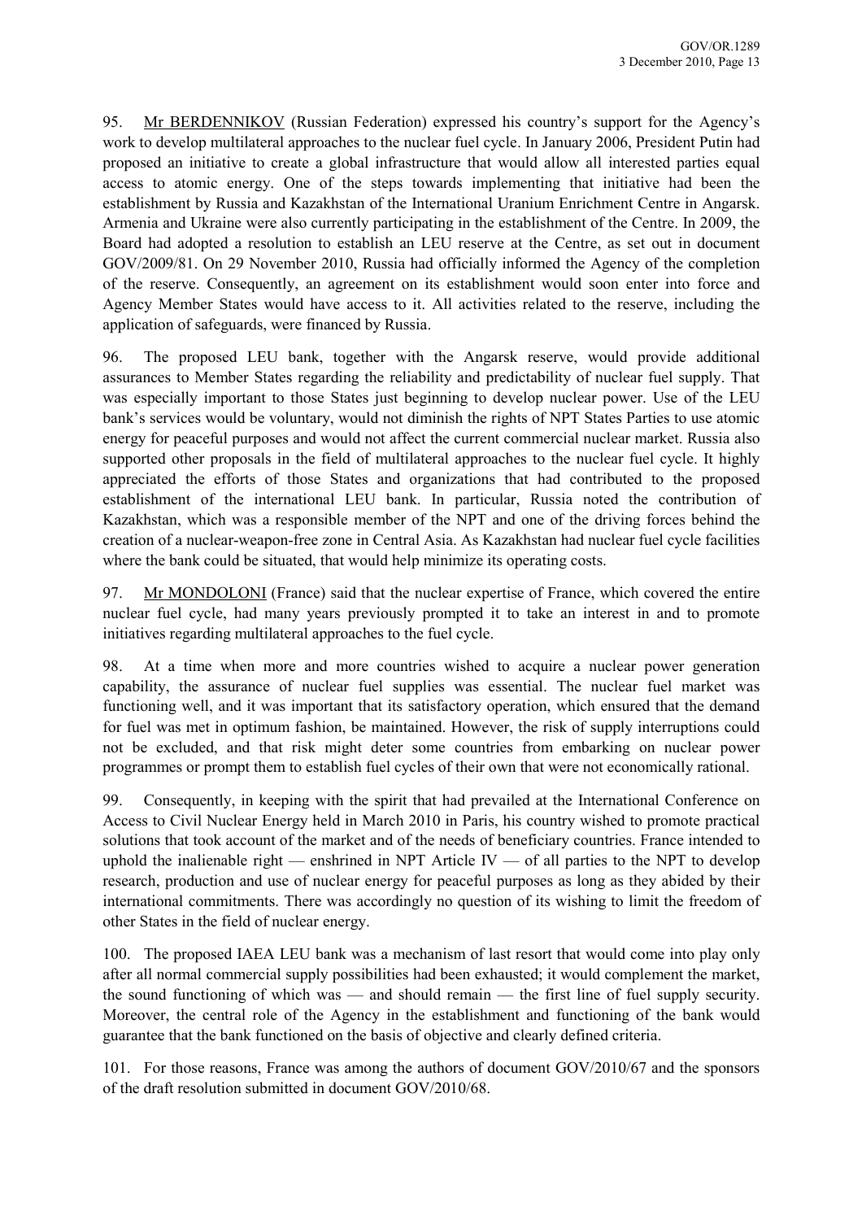95. Mr BERDENNIKOV (Russian Federation) expressed his country's support for the Agency's work to develop multilateral approaches to the nuclear fuel cycle. In January 2006, President Putin had proposed an initiative to create a global infrastructure that would allow all interested parties equal access to atomic energy. One of the steps towards implementing that initiative had been the establishment by Russia and Kazakhstan of the International Uranium Enrichment Centre in Angarsk. Armenia and Ukraine were also currently participating in the establishment of the Centre. In 2009, the Board had adopted a resolution to establish an LEU reserve at the Centre, as set out in document GOV/2009/81. On 29 November 2010, Russia had officially informed the Agency of the completion of the reserve. Consequently, an agreement on its establishment would soon enter into force and Agency Member States would have access to it. All activities related to the reserve, including the application of safeguards, were financed by Russia.

96. The proposed LEU bank, together with the Angarsk reserve, would provide additional assurances to Member States regarding the reliability and predictability of nuclear fuel supply. That was especially important to those States just beginning to develop nuclear power. Use of the LEU bank's services would be voluntary, would not diminish the rights of NPT States Parties to use atomic energy for peaceful purposes and would not affect the current commercial nuclear market. Russia also supported other proposals in the field of multilateral approaches to the nuclear fuel cycle. It highly appreciated the efforts of those States and organizations that had contributed to the proposed establishment of the international LEU bank. In particular, Russia noted the contribution of Kazakhstan, which was a responsible member of the NPT and one of the driving forces behind the creation of a nuclear-weapon-free zone in Central Asia. As Kazakhstan had nuclear fuel cycle facilities where the bank could be situated, that would help minimize its operating costs.

97. Mr MONDOLONI (France) said that the nuclear expertise of France, which covered the entire nuclear fuel cycle, had many years previously prompted it to take an interest in and to promote initiatives regarding multilateral approaches to the fuel cycle.

98. At a time when more and more countries wished to acquire a nuclear power generation capability, the assurance of nuclear fuel supplies was essential. The nuclear fuel market was functioning well, and it was important that its satisfactory operation, which ensured that the demand for fuel was met in optimum fashion, be maintained. However, the risk of supply interruptions could not be excluded, and that risk might deter some countries from embarking on nuclear power programmes or prompt them to establish fuel cycles of their own that were not economically rational.

99. Consequently, in keeping with the spirit that had prevailed at the International Conference on Access to Civil Nuclear Energy held in March 2010 in Paris, his country wished to promote practical solutions that took account of the market and of the needs of beneficiary countries. France intended to uphold the inalienable right — enshrined in NPT Article IV — of all parties to the NPT to develop research, production and use of nuclear energy for peaceful purposes as long as they abided by their international commitments. There was accordingly no question of its wishing to limit the freedom of other States in the field of nuclear energy.

100. The proposed IAEA LEU bank was a mechanism of last resort that would come into play only after all normal commercial supply possibilities had been exhausted; it would complement the market, the sound functioning of which was — and should remain — the first line of fuel supply security. Moreover, the central role of the Agency in the establishment and functioning of the bank would guarantee that the bank functioned on the basis of objective and clearly defined criteria.

101. For those reasons, France was among the authors of document GOV/2010/67 and the sponsors of the draft resolution submitted in document GOV/2010/68.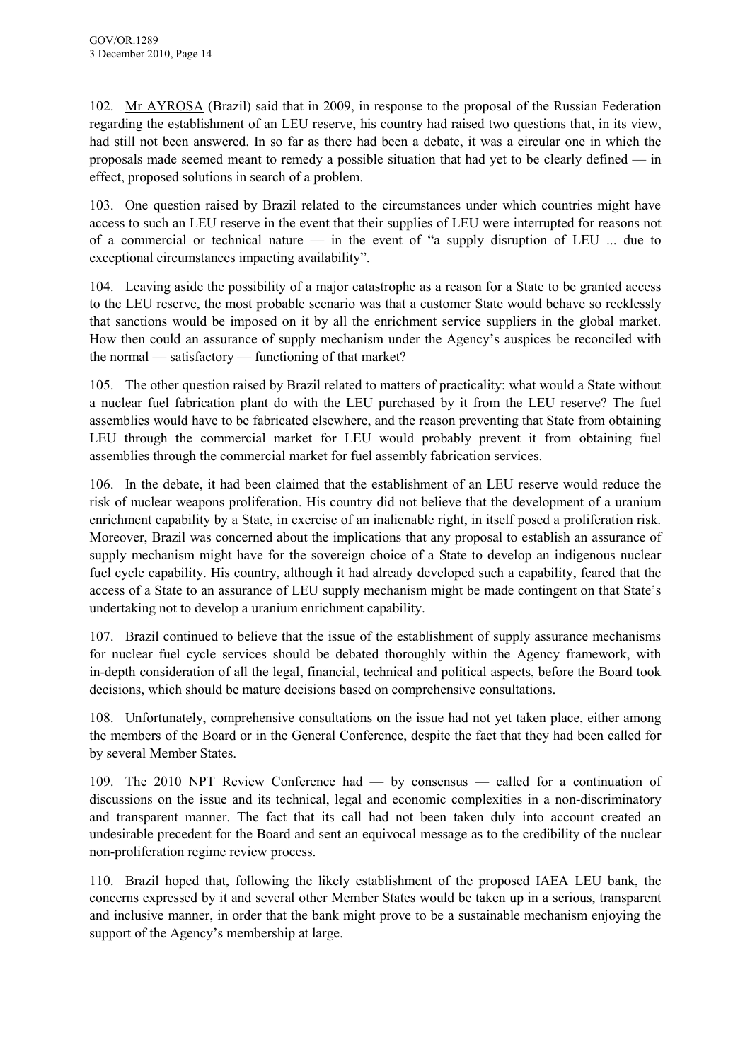102. Mr AYROSA (Brazil) said that in 2009, in response to the proposal of the Russian Federation regarding the establishment of an LEU reserve, his country had raised two questions that, in its view, had still not been answered. In so far as there had been a debate, it was a circular one in which the proposals made seemed meant to remedy a possible situation that had yet to be clearly defined — in effect, proposed solutions in search of a problem.

103. One question raised by Brazil related to the circumstances under which countries might have access to such an LEU reserve in the event that their supplies of LEU were interrupted for reasons not of a commercial or technical nature — in the event of "a supply disruption of LEU ... due to exceptional circumstances impacting availability".

104. Leaving aside the possibility of a major catastrophe as a reason for a State to be granted access to the LEU reserve, the most probable scenario was that a customer State would behave so recklessly that sanctions would be imposed on it by all the enrichment service suppliers in the global market. How then could an assurance of supply mechanism under the Agency's auspices be reconciled with the normal — satisfactory — functioning of that market?

105. The other question raised by Brazil related to matters of practicality: what would a State without a nuclear fuel fabrication plant do with the LEU purchased by it from the LEU reserve? The fuel assemblies would have to be fabricated elsewhere, and the reason preventing that State from obtaining LEU through the commercial market for LEU would probably prevent it from obtaining fuel assemblies through the commercial market for fuel assembly fabrication services.

106. In the debate, it had been claimed that the establishment of an LEU reserve would reduce the risk of nuclear weapons proliferation. His country did not believe that the development of a uranium enrichment capability by a State, in exercise of an inalienable right, in itself posed a proliferation risk. Moreover, Brazil was concerned about the implications that any proposal to establish an assurance of supply mechanism might have for the sovereign choice of a State to develop an indigenous nuclear fuel cycle capability. His country, although it had already developed such a capability, feared that the access of a State to an assurance of LEU supply mechanism might be made contingent on that State's undertaking not to develop a uranium enrichment capability.

107. Brazil continued to believe that the issue of the establishment of supply assurance mechanisms for nuclear fuel cycle services should be debated thoroughly within the Agency framework, with in-depth consideration of all the legal, financial, technical and political aspects, before the Board took decisions, which should be mature decisions based on comprehensive consultations.

108. Unfortunately, comprehensive consultations on the issue had not yet taken place, either among the members of the Board or in the General Conference, despite the fact that they had been called for by several Member States.

109. The 2010 NPT Review Conference had — by consensus — called for a continuation of discussions on the issue and its technical, legal and economic complexities in a non-discriminatory and transparent manner. The fact that its call had not been taken duly into account created an undesirable precedent for the Board and sent an equivocal message as to the credibility of the nuclear non-proliferation regime review process.

110. Brazil hoped that, following the likely establishment of the proposed IAEA LEU bank, the concerns expressed by it and several other Member States would be taken up in a serious, transparent and inclusive manner, in order that the bank might prove to be a sustainable mechanism enjoying the support of the Agency's membership at large.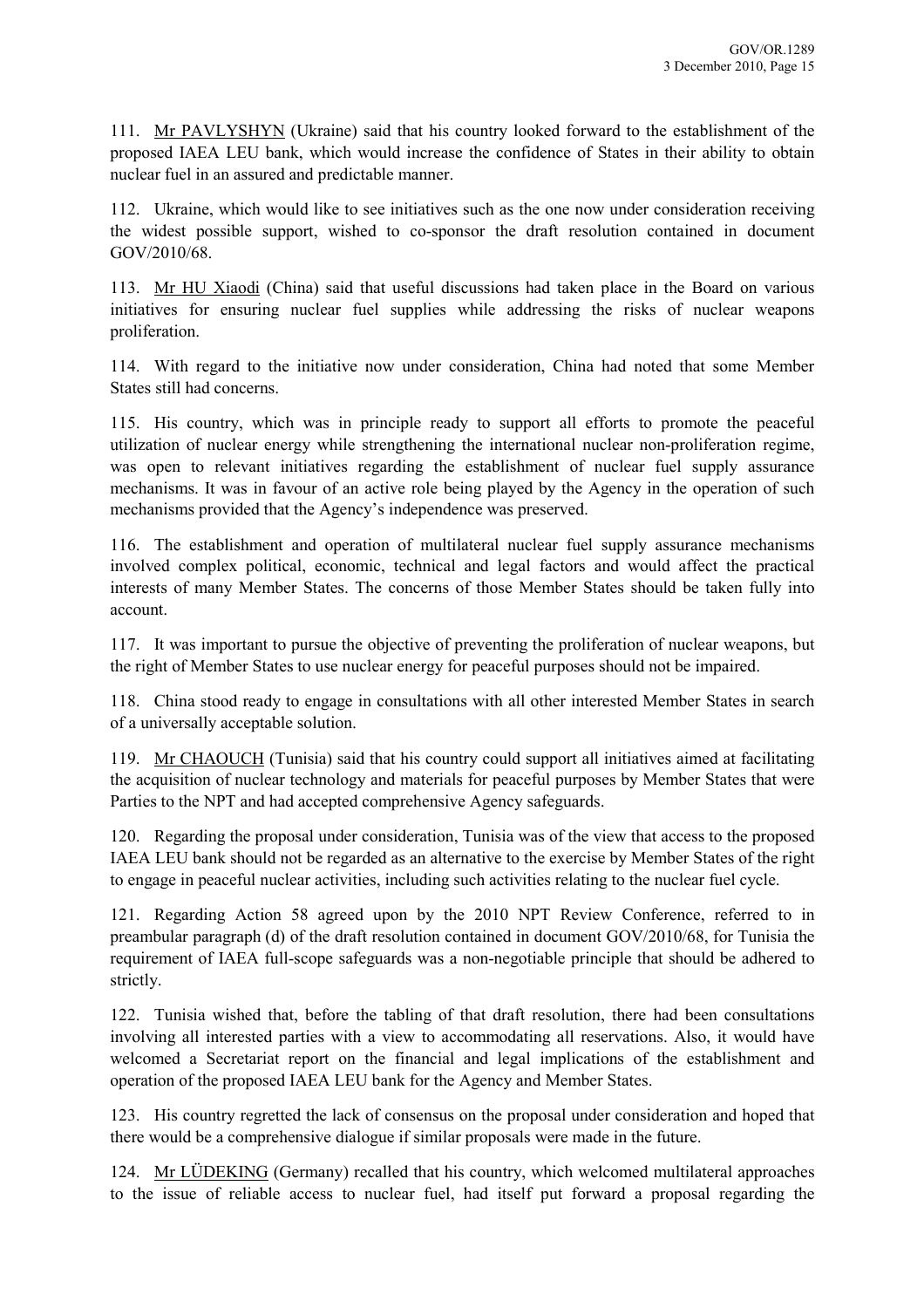111. Mr PAVLYSHYN (Ukraine) said that his country looked forward to the establishment of the proposed IAEA LEU bank, which would increase the confidence of States in their ability to obtain nuclear fuel in an assured and predictable manner.

112. Ukraine, which would like to see initiatives such as the one now under consideration receiving the widest possible support, wished to co-sponsor the draft resolution contained in document GOV/2010/68.

113. Mr HU Xiaodi (China) said that useful discussions had taken place in the Board on various initiatives for ensuring nuclear fuel supplies while addressing the risks of nuclear weapons proliferation.

114. With regard to the initiative now under consideration, China had noted that some Member States still had concerns.

115. His country, which was in principle ready to support all efforts to promote the peaceful utilization of nuclear energy while strengthening the international nuclear non-proliferation regime, was open to relevant initiatives regarding the establishment of nuclear fuel supply assurance mechanisms. It was in favour of an active role being played by the Agency in the operation of such mechanisms provided that the Agency's independence was preserved.

116. The establishment and operation of multilateral nuclear fuel supply assurance mechanisms involved complex political, economic, technical and legal factors and would affect the practical interests of many Member States. The concerns of those Member States should be taken fully into account.

117. It was important to pursue the objective of preventing the proliferation of nuclear weapons, but the right of Member States to use nuclear energy for peaceful purposes should not be impaired.

118. China stood ready to engage in consultations with all other interested Member States in search of a universally acceptable solution.

119. Mr CHAOUCH (Tunisia) said that his country could support all initiatives aimed at facilitating the acquisition of nuclear technology and materials for peaceful purposes by Member States that were Parties to the NPT and had accepted comprehensive Agency safeguards.

120. Regarding the proposal under consideration, Tunisia was of the view that access to the proposed IAEA LEU bank should not be regarded as an alternative to the exercise by Member States of the right to engage in peaceful nuclear activities, including such activities relating to the nuclear fuel cycle.

121. Regarding Action 58 agreed upon by the 2010 NPT Review Conference, referred to in preambular paragraph (d) of the draft resolution contained in document GOV/2010/68, for Tunisia the requirement of IAEA full-scope safeguards was a non-negotiable principle that should be adhered to strictly.

122. Tunisia wished that, before the tabling of that draft resolution, there had been consultations involving all interested parties with a view to accommodating all reservations. Also, it would have welcomed a Secretariat report on the financial and legal implications of the establishment and operation of the proposed IAEA LEU bank for the Agency and Member States.

123. His country regretted the lack of consensus on the proposal under consideration and hoped that there would be a comprehensive dialogue if similar proposals were made in the future.

124. Mr LÜDEKING (Germany) recalled that his country, which welcomed multilateral approaches to the issue of reliable access to nuclear fuel, had itself put forward a proposal regarding the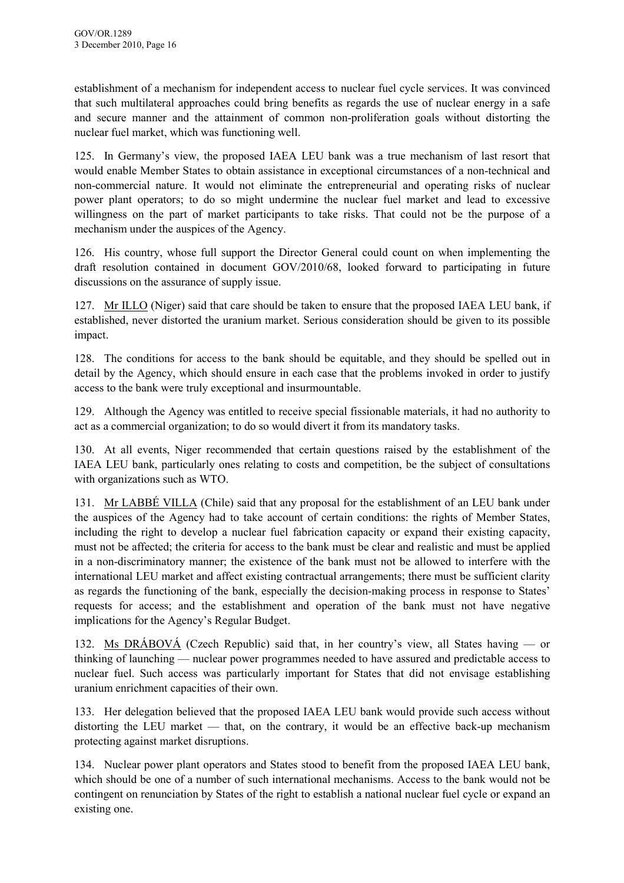establishment of a mechanism for independent access to nuclear fuel cycle services. It was convinced that such multilateral approaches could bring benefits as regards the use of nuclear energy in a safe and secure manner and the attainment of common non-proliferation goals without distorting the nuclear fuel market, which was functioning well.

125. In Germany's view, the proposed IAEA LEU bank was a true mechanism of last resort that would enable Member States to obtain assistance in exceptional circumstances of a non-technical and non-commercial nature. It would not eliminate the entrepreneurial and operating risks of nuclear power plant operators; to do so might undermine the nuclear fuel market and lead to excessive willingness on the part of market participants to take risks. That could not be the purpose of a mechanism under the auspices of the Agency.

126. His country, whose full support the Director General could count on when implementing the draft resolution contained in document GOV/2010/68, looked forward to participating in future discussions on the assurance of supply issue.

127. Mr ILLO (Niger) said that care should be taken to ensure that the proposed IAEA LEU bank, if established, never distorted the uranium market. Serious consideration should be given to its possible impact.

128. The conditions for access to the bank should be equitable, and they should be spelled out in detail by the Agency, which should ensure in each case that the problems invoked in order to justify access to the bank were truly exceptional and insurmountable.

129. Although the Agency was entitled to receive special fissionable materials, it had no authority to act as a commercial organization; to do so would divert it from its mandatory tasks.

130. At all events, Niger recommended that certain questions raised by the establishment of the IAEA LEU bank, particularly ones relating to costs and competition, be the subject of consultations with organizations such as WTO.

131. Mr LABBÉ VILLA (Chile) said that any proposal for the establishment of an LEU bank under the auspices of the Agency had to take account of certain conditions: the rights of Member States, including the right to develop a nuclear fuel fabrication capacity or expand their existing capacity, must not be affected; the criteria for access to the bank must be clear and realistic and must be applied in a non-discriminatory manner; the existence of the bank must not be allowed to interfere with the international LEU market and affect existing contractual arrangements; there must be sufficient clarity as regards the functioning of the bank, especially the decision-making process in response to States' requests for access; and the establishment and operation of the bank must not have negative implications for the Agency's Regular Budget.

132. Ms DRÁBOVÁ (Czech Republic) said that, in her country's view, all States having — or thinking of launching — nuclear power programmes needed to have assured and predictable access to nuclear fuel. Such access was particularly important for States that did not envisage establishing uranium enrichment capacities of their own.

133. Her delegation believed that the proposed IAEA LEU bank would provide such access without distorting the LEU market — that, on the contrary, it would be an effective back-up mechanism protecting against market disruptions.

134. Nuclear power plant operators and States stood to benefit from the proposed IAEA LEU bank, which should be one of a number of such international mechanisms. Access to the bank would not be contingent on renunciation by States of the right to establish a national nuclear fuel cycle or expand an existing one.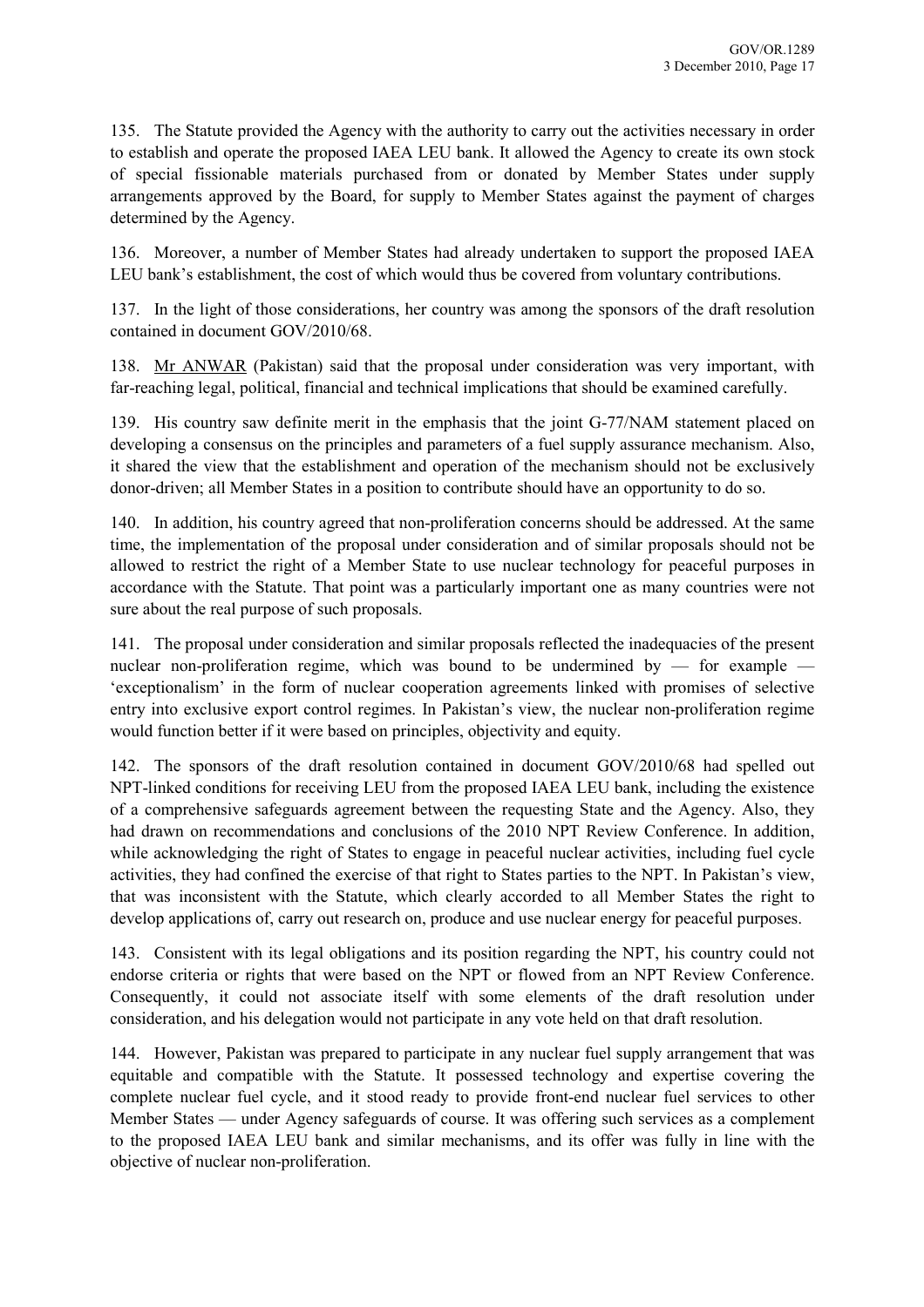135. The Statute provided the Agency with the authority to carry out the activities necessary in order to establish and operate the proposed IAEA LEU bank. It allowed the Agency to create its own stock of special fissionable materials purchased from or donated by Member States under supply arrangements approved by the Board, for supply to Member States against the payment of charges determined by the Agency.

136. Moreover, a number of Member States had already undertaken to support the proposed IAEA LEU bank's establishment, the cost of which would thus be covered from voluntary contributions.

137. In the light of those considerations, her country was among the sponsors of the draft resolution contained in document GOV/2010/68.

138. Mr ANWAR (Pakistan) said that the proposal under consideration was very important, with far-reaching legal, political, financial and technical implications that should be examined carefully.

139. His country saw definite merit in the emphasis that the joint G-77/NAM statement placed on developing a consensus on the principles and parameters of a fuel supply assurance mechanism. Also, it shared the view that the establishment and operation of the mechanism should not be exclusively donor-driven; all Member States in a position to contribute should have an opportunity to do so.

140. In addition, his country agreed that non-proliferation concerns should be addressed. At the same time, the implementation of the proposal under consideration and of similar proposals should not be allowed to restrict the right of a Member State to use nuclear technology for peaceful purposes in accordance with the Statute. That point was a particularly important one as many countries were not sure about the real purpose of such proposals.

141. The proposal under consideration and similar proposals reflected the inadequacies of the present nuclear non-proliferation regime, which was bound to be undermined by — for example — 'exceptionalism' in the form of nuclear cooperation agreements linked with promises of selective entry into exclusive export control regimes. In Pakistan's view, the nuclear non-proliferation regime would function better if it were based on principles, objectivity and equity.

142. The sponsors of the draft resolution contained in document GOV/2010/68 had spelled out NPT-linked conditions for receiving LEU from the proposed IAEA LEU bank, including the existence of a comprehensive safeguards agreement between the requesting State and the Agency. Also, they had drawn on recommendations and conclusions of the 2010 NPT Review Conference. In addition, while acknowledging the right of States to engage in peaceful nuclear activities, including fuel cycle activities, they had confined the exercise of that right to States parties to the NPT. In Pakistan's view, that was inconsistent with the Statute, which clearly accorded to all Member States the right to develop applications of, carry out research on, produce and use nuclear energy for peaceful purposes.

143. Consistent with its legal obligations and its position regarding the NPT, his country could not endorse criteria or rights that were based on the NPT or flowed from an NPT Review Conference. Consequently, it could not associate itself with some elements of the draft resolution under consideration, and his delegation would not participate in any vote held on that draft resolution.

144. However, Pakistan was prepared to participate in any nuclear fuel supply arrangement that was equitable and compatible with the Statute. It possessed technology and expertise covering the complete nuclear fuel cycle, and it stood ready to provide front-end nuclear fuel services to other Member States — under Agency safeguards of course. It was offering such services as a complement to the proposed IAEA LEU bank and similar mechanisms, and its offer was fully in line with the objective of nuclear non-proliferation.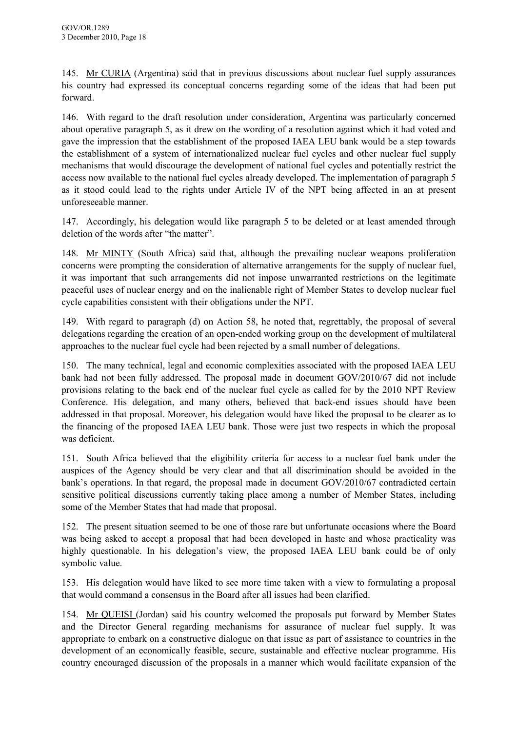145. Mr CURIA (Argentina) said that in previous discussions about nuclear fuel supply assurances his country had expressed its conceptual concerns regarding some of the ideas that had been put forward.

146. With regard to the draft resolution under consideration, Argentina was particularly concerned about operative paragraph 5, as it drew on the wording of a resolution against which it had voted and gave the impression that the establishment of the proposed IAEA LEU bank would be a step towards the establishment of a system of internationalized nuclear fuel cycles and other nuclear fuel supply mechanisms that would discourage the development of national fuel cycles and potentially restrict the access now available to the national fuel cycles already developed. The implementation of paragraph 5 as it stood could lead to the rights under Article IV of the NPT being affected in an at present unforeseeable manner.

147. Accordingly, his delegation would like paragraph 5 to be deleted or at least amended through deletion of the words after "the matter".

148. Mr MINTY (South Africa) said that, although the prevailing nuclear weapons proliferation concerns were prompting the consideration of alternative arrangements for the supply of nuclear fuel, it was important that such arrangements did not impose unwarranted restrictions on the legitimate peaceful uses of nuclear energy and on the inalienable right of Member States to develop nuclear fuel cycle capabilities consistent with their obligations under the NPT.

149. With regard to paragraph (d) on Action 58, he noted that, regrettably, the proposal of several delegations regarding the creation of an open-ended working group on the development of multilateral approaches to the nuclear fuel cycle had been rejected by a small number of delegations.

150. The many technical, legal and economic complexities associated with the proposed IAEA LEU bank had not been fully addressed. The proposal made in document GOV/2010/67 did not include provisions relating to the back end of the nuclear fuel cycle as called for by the 2010 NPT Review Conference. His delegation, and many others, believed that back-end issues should have been addressed in that proposal. Moreover, his delegation would have liked the proposal to be clearer as to the financing of the proposed IAEA LEU bank. Those were just two respects in which the proposal was deficient.

151. South Africa believed that the eligibility criteria for access to a nuclear fuel bank under the auspices of the Agency should be very clear and that all discrimination should be avoided in the bank's operations. In that regard, the proposal made in document GOV/2010/67 contradicted certain sensitive political discussions currently taking place among a number of Member States, including some of the Member States that had made that proposal.

152. The present situation seemed to be one of those rare but unfortunate occasions where the Board was being asked to accept a proposal that had been developed in haste and whose practicality was highly questionable. In his delegation's view, the proposed IAEA LEU bank could be of only symbolic value.

153. His delegation would have liked to see more time taken with a view to formulating a proposal that would command a consensus in the Board after all issues had been clarified.

154. Mr QUEISI (Jordan) said his country welcomed the proposals put forward by Member States and the Director General regarding mechanisms for assurance of nuclear fuel supply. It was appropriate to embark on a constructive dialogue on that issue as part of assistance to countries in the development of an economically feasible, secure, sustainable and effective nuclear programme. His country encouraged discussion of the proposals in a manner which would facilitate expansion of the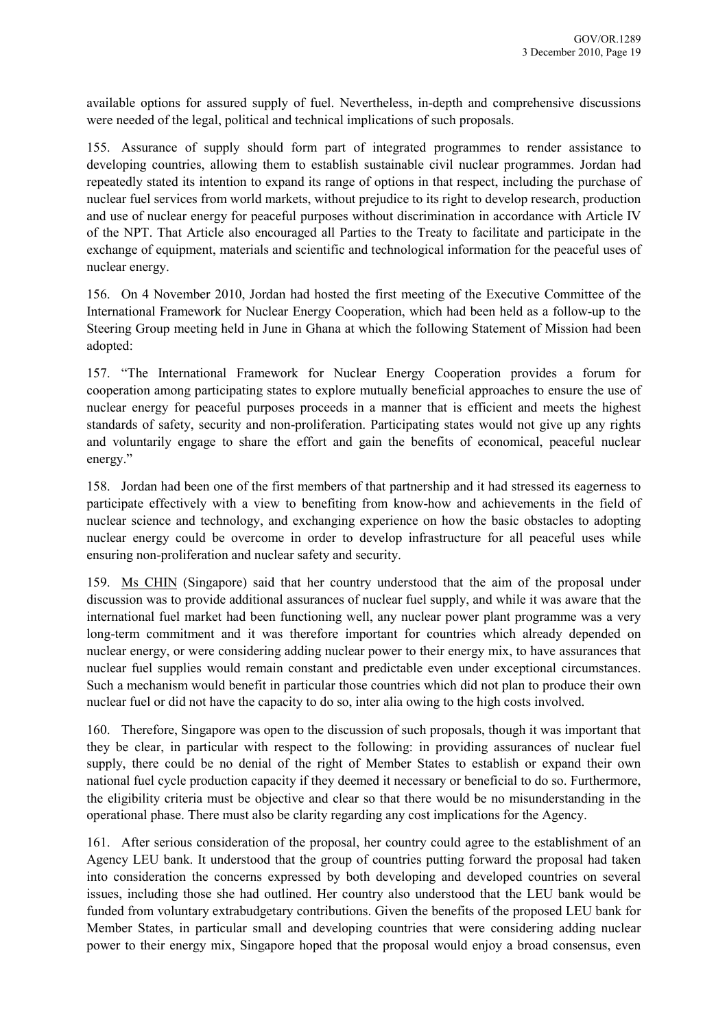available options for assured supply of fuel. Nevertheless, in-depth and comprehensive discussions were needed of the legal, political and technical implications of such proposals.

155. Assurance of supply should form part of integrated programmes to render assistance to developing countries, allowing them to establish sustainable civil nuclear programmes. Jordan had repeatedly stated its intention to expand its range of options in that respect, including the purchase of nuclear fuel services from world markets, without prejudice to its right to develop research, production and use of nuclear energy for peaceful purposes without discrimination in accordance with Article IV of the NPT. That Article also encouraged all Parties to the Treaty to facilitate and participate in the exchange of equipment, materials and scientific and technological information for the peaceful uses of nuclear energy.

156. On 4 November 2010, Jordan had hosted the first meeting of the Executive Committee of the International Framework for Nuclear Energy Cooperation, which had been held as a follow-up to the Steering Group meeting held in June in Ghana at which the following Statement of Mission had been adopted:

157. "The International Framework for Nuclear Energy Cooperation provides a forum for cooperation among participating states to explore mutually beneficial approaches to ensure the use of nuclear energy for peaceful purposes proceeds in a manner that is efficient and meets the highest standards of safety, security and non-proliferation. Participating states would not give up any rights and voluntarily engage to share the effort and gain the benefits of economical, peaceful nuclear energy."

158. Jordan had been one of the first members of that partnership and it had stressed its eagerness to participate effectively with a view to benefiting from know-how and achievements in the field of nuclear science and technology, and exchanging experience on how the basic obstacles to adopting nuclear energy could be overcome in order to develop infrastructure for all peaceful uses while ensuring non-proliferation and nuclear safety and security.

159. Ms CHIN (Singapore) said that her country understood that the aim of the proposal under discussion was to provide additional assurances of nuclear fuel supply, and while it was aware that the international fuel market had been functioning well, any nuclear power plant programme was a very long-term commitment and it was therefore important for countries which already depended on nuclear energy, or were considering adding nuclear power to their energy mix, to have assurances that nuclear fuel supplies would remain constant and predictable even under exceptional circumstances. Such a mechanism would benefit in particular those countries which did not plan to produce their own nuclear fuel or did not have the capacity to do so, inter alia owing to the high costs involved.

160. Therefore, Singapore was open to the discussion of such proposals, though it was important that they be clear, in particular with respect to the following: in providing assurances of nuclear fuel supply, there could be no denial of the right of Member States to establish or expand their own national fuel cycle production capacity if they deemed it necessary or beneficial to do so. Furthermore, the eligibility criteria must be objective and clear so that there would be no misunderstanding in the operational phase. There must also be clarity regarding any cost implications for the Agency.

161. After serious consideration of the proposal, her country could agree to the establishment of an Agency LEU bank. It understood that the group of countries putting forward the proposal had taken into consideration the concerns expressed by both developing and developed countries on several issues, including those she had outlined. Her country also understood that the LEU bank would be funded from voluntary extrabudgetary contributions. Given the benefits of the proposed LEU bank for Member States, in particular small and developing countries that were considering adding nuclear power to their energy mix, Singapore hoped that the proposal would enjoy a broad consensus, even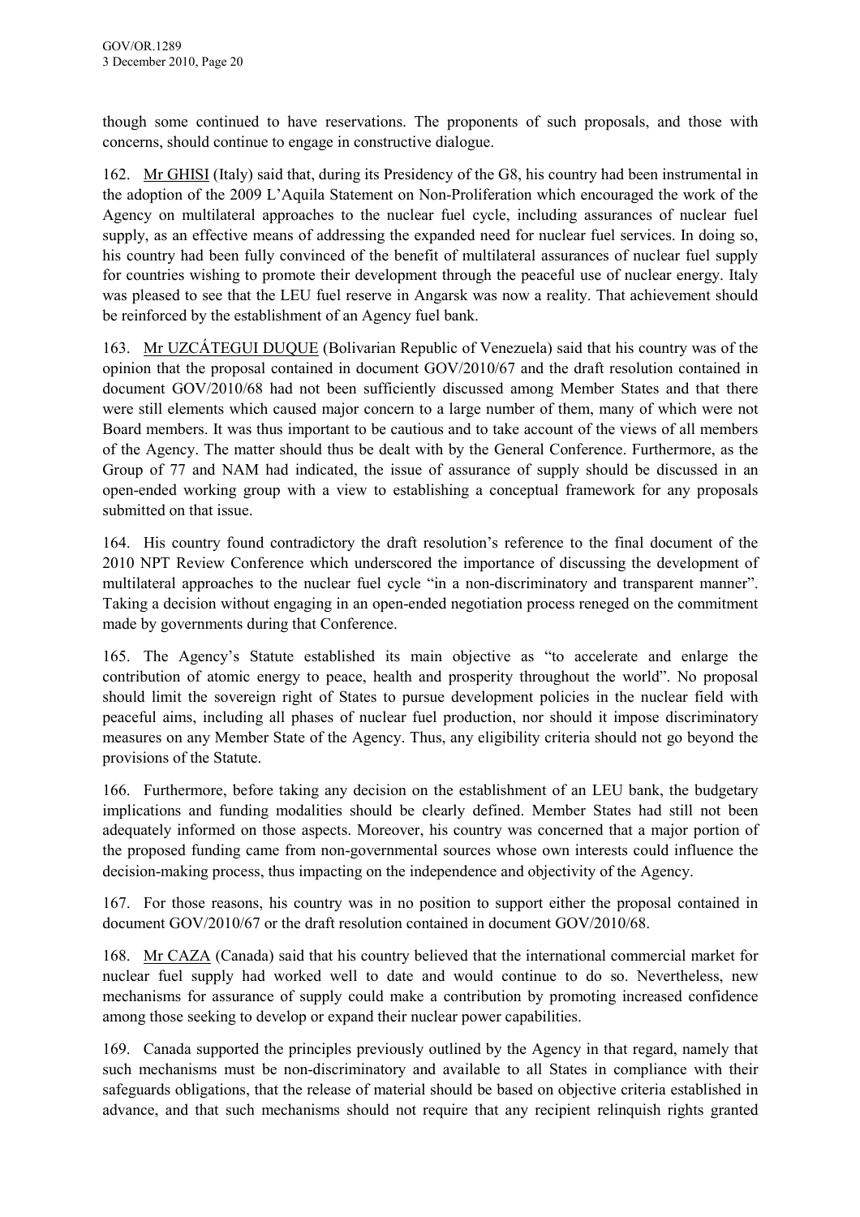though some continued to have reservations. The proponents of such proposals, and those with concerns, should continue to engage in constructive dialogue.

162. Mr GHISI (Italy) said that, during its Presidency of the G8, his country had been instrumental in the adoption of the 2009 L'Aquila Statement on Non-Proliferation which encouraged the work of the Agency on multilateral approaches to the nuclear fuel cycle, including assurances of nuclear fuel supply, as an effective means of addressing the expanded need for nuclear fuel services. In doing so, his country had been fully convinced of the benefit of multilateral assurances of nuclear fuel supply for countries wishing to promote their development through the peaceful use of nuclear energy. Italy was pleased to see that the LEU fuel reserve in Angarsk was now a reality. That achievement should be reinforced by the establishment of an Agency fuel bank.

163. Mr UZCÁTEGUI DUQUE (Bolivarian Republic of Venezuela) said that his country was of the opinion that the proposal contained in document GOV/2010/67 and the draft resolution contained in document GOV/2010/68 had not been sufficiently discussed among Member States and that there were still elements which caused major concern to a large number of them, many of which were not Board members. It was thus important to be cautious and to take account of the views of all members of the Agency. The matter should thus be dealt with by the General Conference. Furthermore, as the Group of 77 and NAM had indicated, the issue of assurance of supply should be discussed in an open-ended working group with a view to establishing a conceptual framework for any proposals submitted on that issue.

164. His country found contradictory the draft resolution's reference to the final document of the 2010 NPT Review Conference which underscored the importance of discussing the development of multilateral approaches to the nuclear fuel cycle "in a non-discriminatory and transparent manner". Taking a decision without engaging in an open-ended negotiation process reneged on the commitment made by governments during that Conference.

165. The Agency's Statute established its main objective as "to accelerate and enlarge the contribution of atomic energy to peace, health and prosperity throughout the world". No proposal should limit the sovereign right of States to pursue development policies in the nuclear field with peaceful aims, including all phases of nuclear fuel production, nor should it impose discriminatory measures on any Member State of the Agency. Thus, any eligibility criteria should not go beyond the provisions of the Statute.

166. Furthermore, before taking any decision on the establishment of an LEU bank, the budgetary implications and funding modalities should be clearly defined. Member States had still not been adequately informed on those aspects. Moreover, his country was concerned that a major portion of the proposed funding came from non-governmental sources whose own interests could influence the decision-making process, thus impacting on the independence and objectivity of the Agency.

167. For those reasons, his country was in no position to support either the proposal contained in document GOV/2010/67 or the draft resolution contained in document GOV/2010/68.

168. Mr CAZA (Canada) said that his country believed that the international commercial market for nuclear fuel supply had worked well to date and would continue to do so. Nevertheless, new mechanisms for assurance of supply could make a contribution by promoting increased confidence among those seeking to develop or expand their nuclear power capabilities.

169. Canada supported the principles previously outlined by the Agency in that regard, namely that such mechanisms must be non-discriminatory and available to all States in compliance with their safeguards obligations, that the release of material should be based on objective criteria established in advance, and that such mechanisms should not require that any recipient relinquish rights granted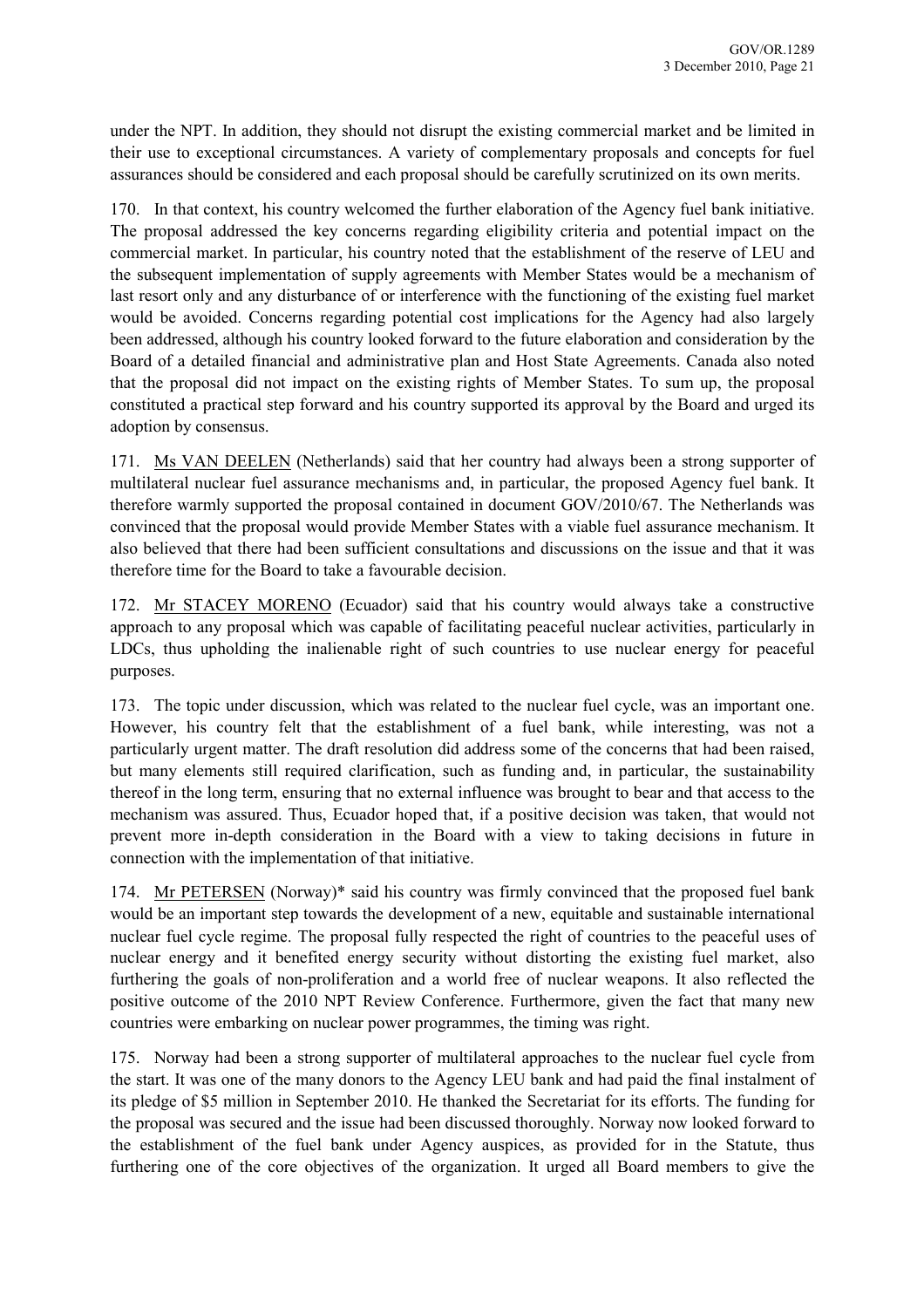under the NPT. In addition, they should not disrupt the existing commercial market and be limited in their use to exceptional circumstances. A variety of complementary proposals and concepts for fuel assurances should be considered and each proposal should be carefully scrutinized on its own merits.

170. In that context, his country welcomed the further elaboration of the Agency fuel bank initiative. The proposal addressed the key concerns regarding eligibility criteria and potential impact on the commercial market. In particular, his country noted that the establishment of the reserve of LEU and the subsequent implementation of supply agreements with Member States would be a mechanism of last resort only and any disturbance of or interference with the functioning of the existing fuel market would be avoided. Concerns regarding potential cost implications for the Agency had also largely been addressed, although his country looked forward to the future elaboration and consideration by the Board of a detailed financial and administrative plan and Host State Agreements. Canada also noted that the proposal did not impact on the existing rights of Member States. To sum up, the proposal constituted a practical step forward and his country supported its approval by the Board and urged its adoption by consensus.

171. Ms VAN DEELEN (Netherlands) said that her country had always been a strong supporter of multilateral nuclear fuel assurance mechanisms and, in particular, the proposed Agency fuel bank. It therefore warmly supported the proposal contained in document GOV/2010/67. The Netherlands was convinced that the proposal would provide Member States with a viable fuel assurance mechanism. It also believed that there had been sufficient consultations and discussions on the issue and that it was therefore time for the Board to take a favourable decision.

172. Mr STACEY MORENO (Ecuador) said that his country would always take a constructive approach to any proposal which was capable of facilitating peaceful nuclear activities, particularly in LDCs, thus upholding the inalienable right of such countries to use nuclear energy for peaceful purposes.

173. The topic under discussion, which was related to the nuclear fuel cycle, was an important one. However, his country felt that the establishment of a fuel bank, while interesting, was not a particularly urgent matter. The draft resolution did address some of the concerns that had been raised, but many elements still required clarification, such as funding and, in particular, the sustainability thereof in the long term, ensuring that no external influence was brought to bear and that access to the mechanism was assured. Thus, Ecuador hoped that, if a positive decision was taken, that would not prevent more in-depth consideration in the Board with a view to taking decisions in future in connection with the implementation of that initiative.

174. Mr PETERSEN (Norway)* said his country was firmly convinced that the proposed fuel bank would be an important step towards the development of a new, equitable and sustainable international nuclear fuel cycle regime. The proposal fully respected the right of countries to the peaceful uses of nuclear energy and it benefited energy security without distorting the existing fuel market, also furthering the goals of non-proliferation and a world free of nuclear weapons. It also reflected the positive outcome of the 2010 NPT Review Conference. Furthermore, given the fact that many new countries were embarking on nuclear power programmes, the timing was right.

175. Norway had been a strong supporter of multilateral approaches to the nuclear fuel cycle from the start. It was one of the many donors to the Agency LEU bank and had paid the final instalment of its pledge of $5 million in September 2010. He thanked the Secretariat for its efforts. The funding for the proposal was secured and the issue had been discussed thoroughly. Norway now looked forward to the establishment of the fuel bank under Agency auspices, as provided for in the Statute, thus furthering one of the core objectives of the organization. It urged all Board members to give the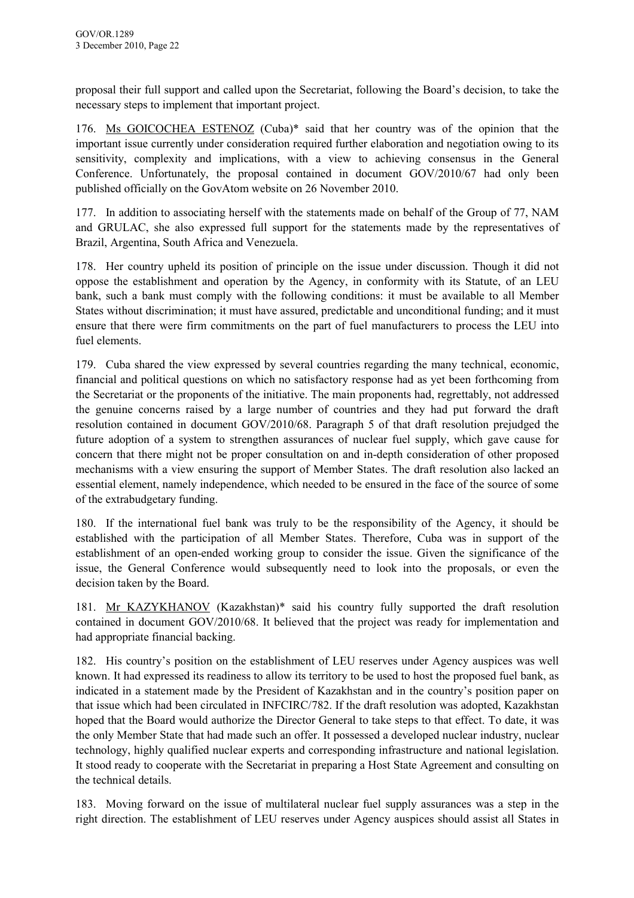proposal their full support and called upon the Secretariat, following the Board's decision, to take the necessary steps to implement that important project.

176. Ms GOICOCHEA ESTENOZ (Cuba)* said that her country was of the opinion that the important issue currently under consideration required further elaboration and negotiation owing to its sensitivity, complexity and implications, with a view to achieving consensus in the General Conference. Unfortunately, the proposal contained in document GOV/2010/67 had only been published officially on the GovAtom website on 26 November 2010.

177. In addition to associating herself with the statements made on behalf of the Group of 77, NAM and GRULAC, she also expressed full support for the statements made by the representatives of Brazil, Argentina, South Africa and Venezuela.

178. Her country upheld its position of principle on the issue under discussion. Though it did not oppose the establishment and operation by the Agency, in conformity with its Statute, of an LEU bank, such a bank must comply with the following conditions: it must be available to all Member States without discrimination; it must have assured, predictable and unconditional funding; and it must ensure that there were firm commitments on the part of fuel manufacturers to process the LEU into fuel elements.

179. Cuba shared the view expressed by several countries regarding the many technical, economic, financial and political questions on which no satisfactory response had as yet been forthcoming from the Secretariat or the proponents of the initiative. The main proponents had, regrettably, not addressed the genuine concerns raised by a large number of countries and they had put forward the draft resolution contained in document GOV/2010/68. Paragraph 5 of that draft resolution prejudged the future adoption of a system to strengthen assurances of nuclear fuel supply, which gave cause for concern that there might not be proper consultation on and in-depth consideration of other proposed mechanisms with a view ensuring the support of Member States. The draft resolution also lacked an essential element, namely independence, which needed to be ensured in the face of the source of some of the extrabudgetary funding.

180. If the international fuel bank was truly to be the responsibility of the Agency, it should be established with the participation of all Member States. Therefore, Cuba was in support of the establishment of an open-ended working group to consider the issue. Given the significance of the issue, the General Conference would subsequently need to look into the proposals, or even the decision taken by the Board.

181. Mr KAZYKHANOV (Kazakhstan)* said his country fully supported the draft resolution contained in document GOV/2010/68. It believed that the project was ready for implementation and had appropriate financial backing.

182. His country's position on the establishment of LEU reserves under Agency auspices was well known. It had expressed its readiness to allow its territory to be used to host the proposed fuel bank, as indicated in a statement made by the President of Kazakhstan and in the country's position paper on that issue which had been circulated in INFCIRC/782. If the draft resolution was adopted, Kazakhstan hoped that the Board would authorize the Director General to take steps to that effect. To date, it was the only Member State that had made such an offer. It possessed a developed nuclear industry, nuclear technology, highly qualified nuclear experts and corresponding infrastructure and national legislation. It stood ready to cooperate with the Secretariat in preparing a Host State Agreement and consulting on the technical details.

183. Moving forward on the issue of multilateral nuclear fuel supply assurances was a step in the right direction. The establishment of LEU reserves under Agency auspices should assist all States in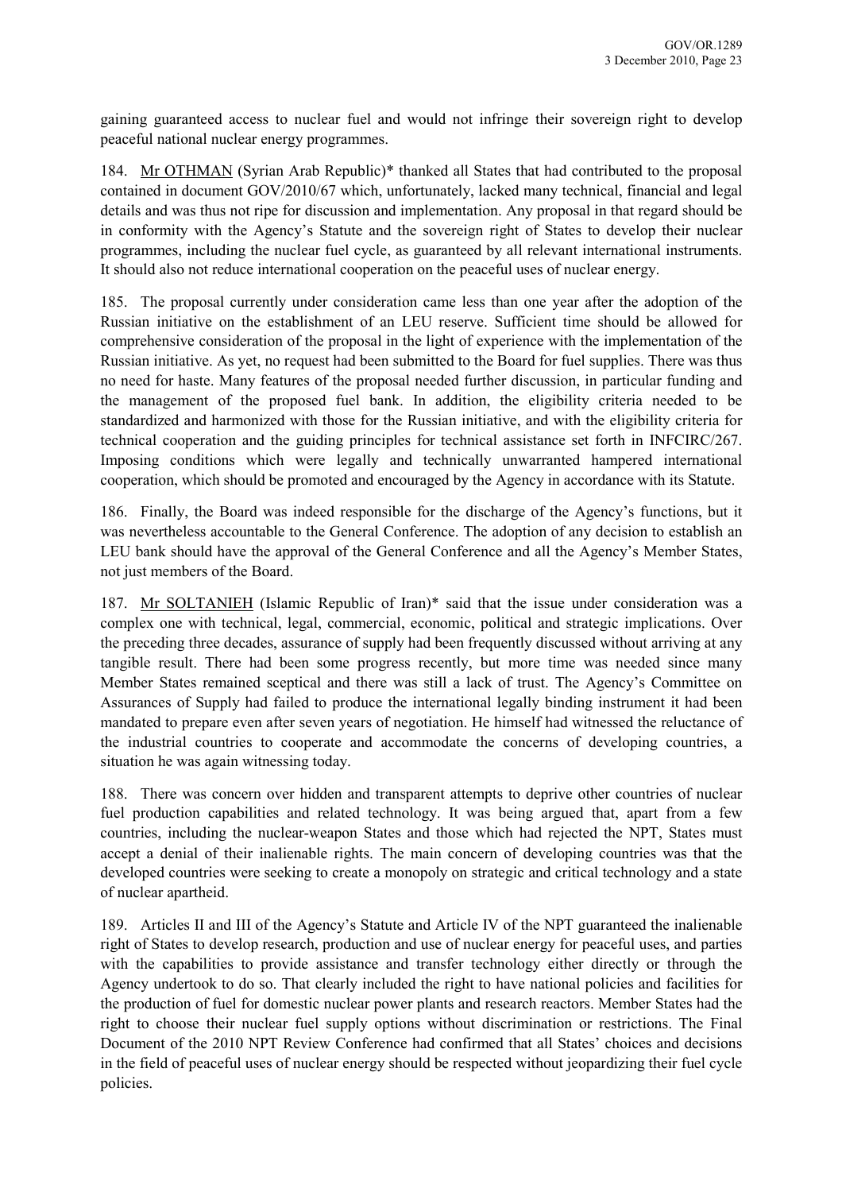gaining guaranteed access to nuclear fuel and would not infringe their sovereign right to develop peaceful national nuclear energy programmes.

184. Mr OTHMAN (Syrian Arab Republic)* thanked all States that had contributed to the proposal contained in document GOV/2010/67 which, unfortunately, lacked many technical, financial and legal details and was thus not ripe for discussion and implementation. Any proposal in that regard should be in conformity with the Agency's Statute and the sovereign right of States to develop their nuclear programmes, including the nuclear fuel cycle, as guaranteed by all relevant international instruments. It should also not reduce international cooperation on the peaceful uses of nuclear energy.

185. The proposal currently under consideration came less than one year after the adoption of the Russian initiative on the establishment of an LEU reserve. Sufficient time should be allowed for comprehensive consideration of the proposal in the light of experience with the implementation of the Russian initiative. As yet, no request had been submitted to the Board for fuel supplies. There was thus no need for haste. Many features of the proposal needed further discussion, in particular funding and the management of the proposed fuel bank. In addition, the eligibility criteria needed to be standardized and harmonized with those for the Russian initiative, and with the eligibility criteria for technical cooperation and the guiding principles for technical assistance set forth in INFCIRC/267. Imposing conditions which were legally and technically unwarranted hampered international cooperation, which should be promoted and encouraged by the Agency in accordance with its Statute.

186. Finally, the Board was indeed responsible for the discharge of the Agency's functions, but it was nevertheless accountable to the General Conference. The adoption of any decision to establish an LEU bank should have the approval of the General Conference and all the Agency's Member States, not just members of the Board.

187. Mr SOLTANIEH (Islamic Republic of Iran)* said that the issue under consideration was a complex one with technical, legal, commercial, economic, political and strategic implications. Over the preceding three decades, assurance of supply had been frequently discussed without arriving at any tangible result. There had been some progress recently, but more time was needed since many Member States remained sceptical and there was still a lack of trust. The Agency's Committee on Assurances of Supply had failed to produce the international legally binding instrument it had been mandated to prepare even after seven years of negotiation. He himself had witnessed the reluctance of the industrial countries to cooperate and accommodate the concerns of developing countries, a situation he was again witnessing today.

188. There was concern over hidden and transparent attempts to deprive other countries of nuclear fuel production capabilities and related technology. It was being argued that, apart from a few countries, including the nuclear-weapon States and those which had rejected the NPT, States must accept a denial of their inalienable rights. The main concern of developing countries was that the developed countries were seeking to create a monopoly on strategic and critical technology and a state of nuclear apartheid.

189. Articles II and III of the Agency's Statute and Article IV of the NPT guaranteed the inalienable right of States to develop research, production and use of nuclear energy for peaceful uses, and parties with the capabilities to provide assistance and transfer technology either directly or through the Agency undertook to do so. That clearly included the right to have national policies and facilities for the production of fuel for domestic nuclear power plants and research reactors. Member States had the right to choose their nuclear fuel supply options without discrimination or restrictions. The Final Document of the 2010 NPT Review Conference had confirmed that all States' choices and decisions in the field of peaceful uses of nuclear energy should be respected without jeopardizing their fuel cycle policies.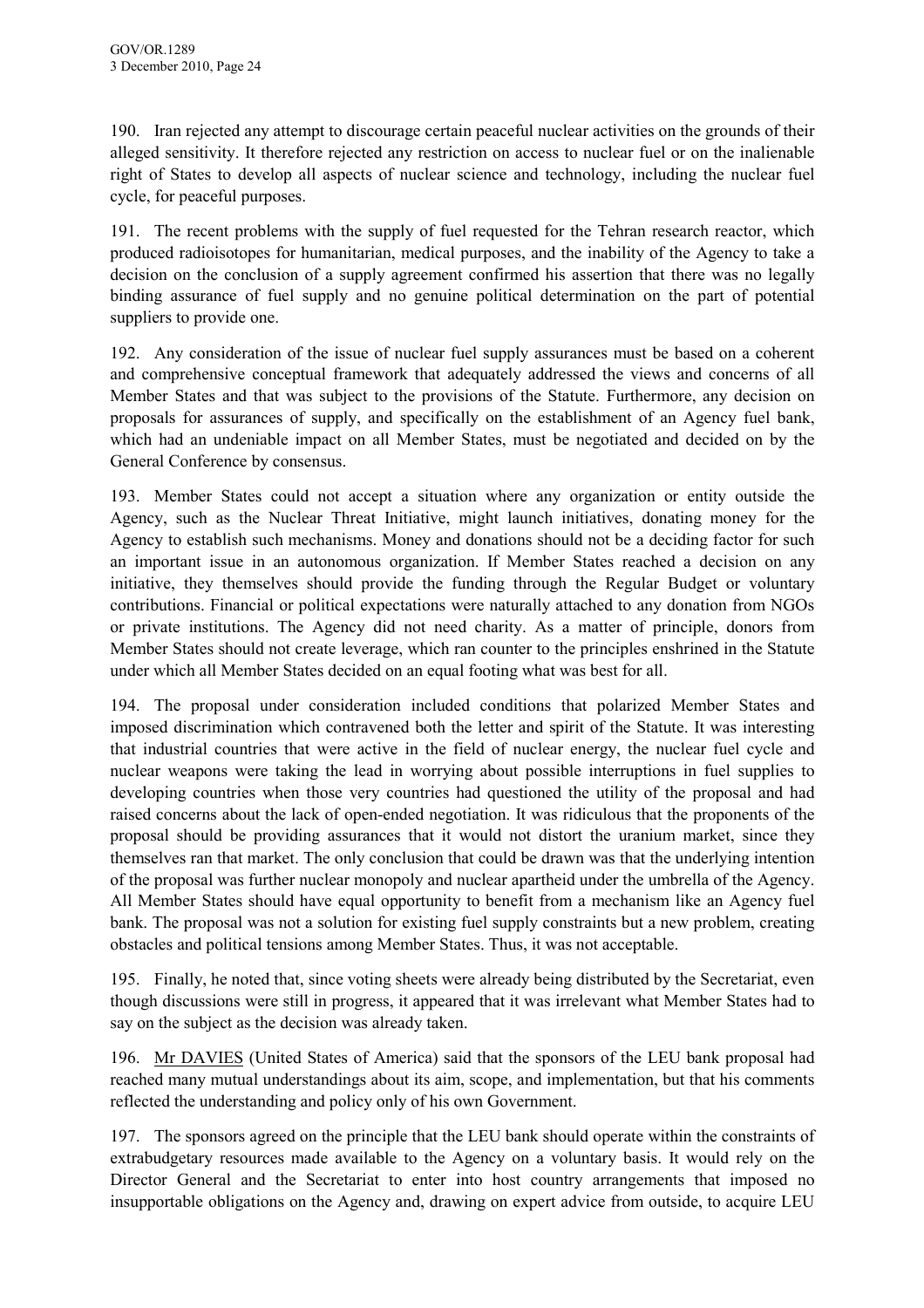190. Iran rejected any attempt to discourage certain peaceful nuclear activities on the grounds of their alleged sensitivity. It therefore rejected any restriction on access to nuclear fuel or on the inalienable right of States to develop all aspects of nuclear science and technology, including the nuclear fuel cycle, for peaceful purposes.

191. The recent problems with the supply of fuel requested for the Tehran research reactor, which produced radioisotopes for humanitarian, medical purposes, and the inability of the Agency to take a decision on the conclusion of a supply agreement confirmed his assertion that there was no legally binding assurance of fuel supply and no genuine political determination on the part of potential suppliers to provide one.

192. Any consideration of the issue of nuclear fuel supply assurances must be based on a coherent and comprehensive conceptual framework that adequately addressed the views and concerns of all Member States and that was subject to the provisions of the Statute. Furthermore, any decision on proposals for assurances of supply, and specifically on the establishment of an Agency fuel bank, which had an undeniable impact on all Member States, must be negotiated and decided on by the General Conference by consensus.

193. Member States could not accept a situation where any organization or entity outside the Agency, such as the Nuclear Threat Initiative, might launch initiatives, donating money for the Agency to establish such mechanisms. Money and donations should not be a deciding factor for such an important issue in an autonomous organization. If Member States reached a decision on any initiative, they themselves should provide the funding through the Regular Budget or voluntary contributions. Financial or political expectations were naturally attached to any donation from NGOs or private institutions. The Agency did not need charity. As a matter of principle, donors from Member States should not create leverage, which ran counter to the principles enshrined in the Statute under which all Member States decided on an equal footing what was best for all.

194. The proposal under consideration included conditions that polarized Member States and imposed discrimination which contravened both the letter and spirit of the Statute. It was interesting that industrial countries that were active in the field of nuclear energy, the nuclear fuel cycle and nuclear weapons were taking the lead in worrying about possible interruptions in fuel supplies to developing countries when those very countries had questioned the utility of the proposal and had raised concerns about the lack of open-ended negotiation. It was ridiculous that the proponents of the proposal should be providing assurances that it would not distort the uranium market, since they themselves ran that market. The only conclusion that could be drawn was that the underlying intention of the proposal was further nuclear monopoly and nuclear apartheid under the umbrella of the Agency. All Member States should have equal opportunity to benefit from a mechanism like an Agency fuel bank. The proposal was not a solution for existing fuel supply constraints but a new problem, creating obstacles and political tensions among Member States. Thus, it was not acceptable.

195. Finally, he noted that, since voting sheets were already being distributed by the Secretariat, even though discussions were still in progress, it appeared that it was irrelevant what Member States had to say on the subject as the decision was already taken.

196. Mr DAVIES (United States of America) said that the sponsors of the LEU bank proposal had reached many mutual understandings about its aim, scope, and implementation, but that his comments reflected the understanding and policy only of his own Government.

197. The sponsors agreed on the principle that the LEU bank should operate within the constraints of extrabudgetary resources made available to the Agency on a voluntary basis. It would rely on the Director General and the Secretariat to enter into host country arrangements that imposed no insupportable obligations on the Agency and, drawing on expert advice from outside, to acquire LEU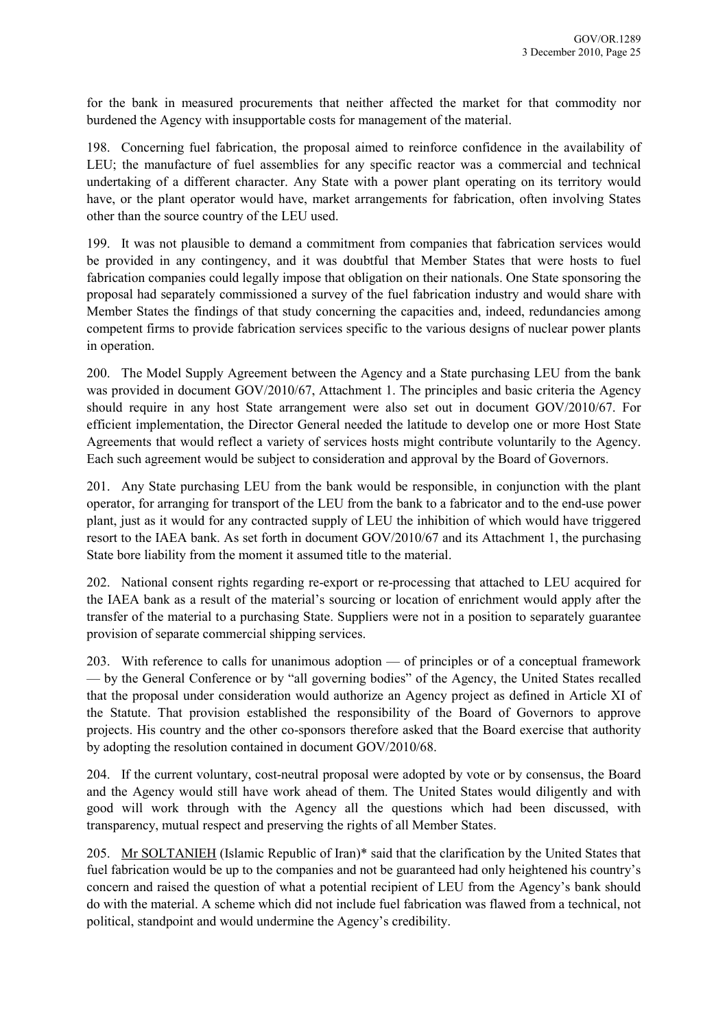for the bank in measured procurements that neither affected the market for that commodity nor burdened the Agency with insupportable costs for management of the material.

198. Concerning fuel fabrication, the proposal aimed to reinforce confidence in the availability of LEU; the manufacture of fuel assemblies for any specific reactor was a commercial and technical undertaking of a different character. Any State with a power plant operating on its territory would have, or the plant operator would have, market arrangements for fabrication, often involving States other than the source country of the LEU used.

199. It was not plausible to demand a commitment from companies that fabrication services would be provided in any contingency, and it was doubtful that Member States that were hosts to fuel fabrication companies could legally impose that obligation on their nationals. One State sponsoring the proposal had separately commissioned a survey of the fuel fabrication industry and would share with Member States the findings of that study concerning the capacities and, indeed, redundancies among competent firms to provide fabrication services specific to the various designs of nuclear power plants in operation.

200. The Model Supply Agreement between the Agency and a State purchasing LEU from the bank was provided in document GOV/2010/67, Attachment 1. The principles and basic criteria the Agency should require in any host State arrangement were also set out in document GOV/2010/67. For efficient implementation, the Director General needed the latitude to develop one or more Host State Agreements that would reflect a variety of services hosts might contribute voluntarily to the Agency. Each such agreement would be subject to consideration and approval by the Board of Governors.

201. Any State purchasing LEU from the bank would be responsible, in conjunction with the plant operator, for arranging for transport of the LEU from the bank to a fabricator and to the end-use power plant, just as it would for any contracted supply of LEU the inhibition of which would have triggered resort to the IAEA bank. As set forth in document GOV/2010/67 and its Attachment 1, the purchasing State bore liability from the moment it assumed title to the material.

202. National consent rights regarding re-export or re-processing that attached to LEU acquired for the IAEA bank as a result of the material's sourcing or location of enrichment would apply after the transfer of the material to a purchasing State. Suppliers were not in a position to separately guarantee provision of separate commercial shipping services.

203. With reference to calls for unanimous adoption — of principles or of a conceptual framework — by the General Conference or by "all governing bodies" of the Agency, the United States recalled that the proposal under consideration would authorize an Agency project as defined in Article XI of the Statute. That provision established the responsibility of the Board of Governors to approve projects. His country and the other co-sponsors therefore asked that the Board exercise that authority by adopting the resolution contained in document GOV/2010/68.

204. If the current voluntary, cost-neutral proposal were adopted by vote or by consensus, the Board and the Agency would still have work ahead of them. The United States would diligently and with good will work through with the Agency all the questions which had been discussed, with transparency, mutual respect and preserving the rights of all Member States.

205. Mr SOLTANIEH (Islamic Republic of Iran)* said that the clarification by the United States that fuel fabrication would be up to the companies and not be guaranteed had only heightened his country's concern and raised the question of what a potential recipient of LEU from the Agency's bank should do with the material. A scheme which did not include fuel fabrication was flawed from a technical, not political, standpoint and would undermine the Agency's credibility.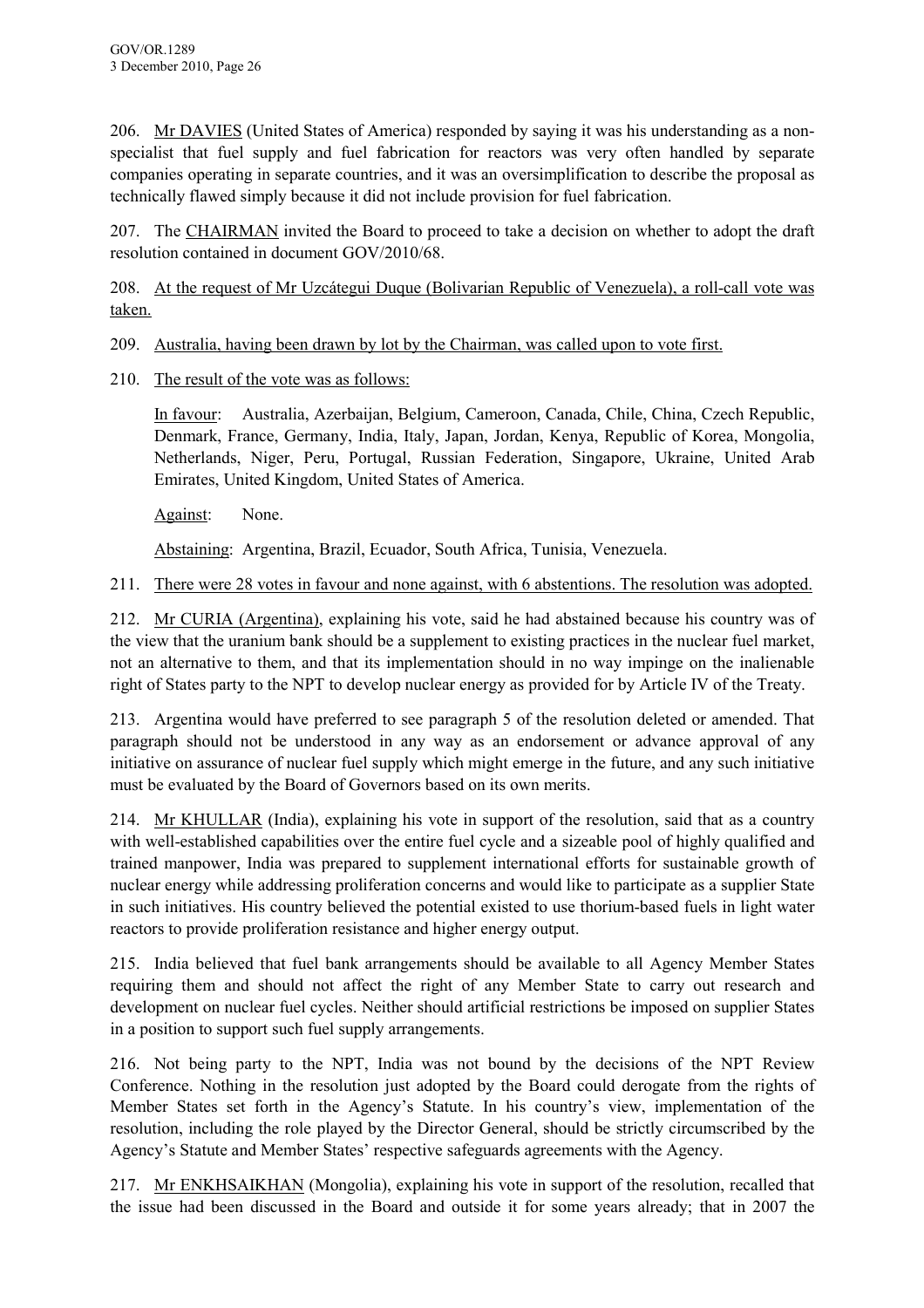206. Mr DAVIES (United States of America) responded by saying it was his understanding as a non-specialist that fuel supply and fuel fabrication for reactors was very often handled by separate companies operating in separate countries, and it was an oversimplification to describe the proposal as technically flawed simply because it did not include provision for fuel fabrication.

207. The CHAIRMAN invited the Board to proceed to take a decision on whether to adopt the draft resolution contained in document GOV/2010/68.

208. At the request of Mr Uzcátegui Duque (Bolivarian Republic of Venezuela), a roll-call vote was taken.

209. Australia, having been drawn by lot by the Chairman, was called upon to vote first.

210. The result of the vote was as follows:

In favour: Australia, Azerbaijan, Belgium, Cameroon, Canada, Chile, China, Czech Republic, Denmark, France, Germany, India, Italy, Japan, Jordan, Kenya, Republic of Korea, Mongolia, Netherlands, Niger, Peru, Portugal, Russian Federation, Singapore, Ukraine, United Arab Emirates, United Kingdom, United States of America.

Against: None.

Abstaining: Argentina, Brazil, Ecuador, South Africa, Tunisia, Venezuela.

211. There were 28 votes in favour and none against, with 6 abstentions. The resolution was adopted.

212. Mr CURIA (Argentina), explaining his vote, said he had abstained because his country was of the view that the uranium bank should be a supplement to existing practices in the nuclear fuel market, not an alternative to them, and that its implementation should in no way impinge on the inalienable right of States party to the NPT to develop nuclear energy as provided for by Article IV of the Treaty.

213. Argentina would have preferred to see paragraph 5 of the resolution deleted or amended. That paragraph should not be understood in any way as an endorsement or advance approval of any initiative on assurance of nuclear fuel supply which might emerge in the future, and any such initiative must be evaluated by the Board of Governors based on its own merits.

214. Mr KHULLAR (India), explaining his vote in support of the resolution, said that as a country with well-established capabilities over the entire fuel cycle and a sizeable pool of highly qualified and trained manpower, India was prepared to supplement international efforts for sustainable growth of nuclear energy while addressing proliferation concerns and would like to participate as a supplier State in such initiatives. His country believed the potential existed to use thorium-based fuels in light water reactors to provide proliferation resistance and higher energy output.

215. India believed that fuel bank arrangements should be available to all Agency Member States requiring them and should not affect the right of any Member State to carry out research and development on nuclear fuel cycles. Neither should artificial restrictions be imposed on supplier States in a position to support such fuel supply arrangements.

216. Not being party to the NPT, India was not bound by the decisions of the NPT Review Conference. Nothing in the resolution just adopted by the Board could derogate from the rights of Member States set forth in the Agency's Statute. In his country's view, implementation of the resolution, including the role played by the Director General, should be strictly circumscribed by the Agency's Statute and Member States' respective safeguards agreements with the Agency.

217. Mr ENKHSAIKHAN (Mongolia), explaining his vote in support of the resolution, recalled that the issue had been discussed in the Board and outside it for some years already; that in 2007 the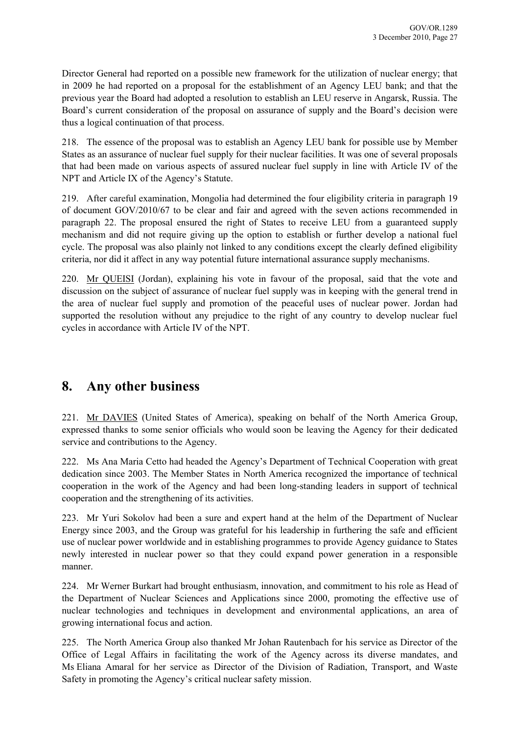Director General had reported on a possible new framework for the utilization of nuclear energy; that in 2009 he had reported on a proposal for the establishment of an Agency LEU bank; and that the previous year the Board had adopted a resolution to establish an LEU reserve in Angarsk, Russia. The Board's current consideration of the proposal on assurance of supply and the Board's decision were thus a logical continuation of that process.

218. The essence of the proposal was to establish an Agency LEU bank for possible use by Member States as an assurance of nuclear fuel supply for their nuclear facilities. It was one of several proposals that had been made on various aspects of assured nuclear fuel supply in line with Article IV of the NPT and Article IX of the Agency's Statute.

219. After careful examination, Mongolia had determined the four eligibility criteria in paragraph 19 of document GOV/2010/67 to be clear and fair and agreed with the seven actions recommended in paragraph 22. The proposal ensured the right of States to receive LEU from a guaranteed supply mechanism and did not require giving up the option to establish or further develop a national fuel cycle. The proposal was also plainly not linked to any conditions except the clearly defined eligibility criteria, nor did it affect in any way potential future international assurance supply mechanisms.

220. Mr QUEISI (Jordan), explaining his vote in favour of the proposal, said that the vote and discussion on the subject of assurance of nuclear fuel supply was in keeping with the general trend in the area of nuclear fuel supply and promotion of the peaceful uses of nuclear power. Jordan had supported the resolution without any prejudice to the right of any country to develop nuclear fuel cycles in accordance with Article IV of the NPT.

## 8. Any other business

221. Mr DAVIES (United States of America), speaking on behalf of the North America Group, expressed thanks to some senior officials who would soon be leaving the Agency for their dedicated service and contributions to the Agency.

222. Ms Ana Maria Cetto had headed the Agency's Department of Technical Cooperation with great dedication since 2003. The Member States in North America recognized the importance of technical cooperation in the work of the Agency and had been long-standing leaders in support of technical cooperation and the strengthening of its activities.

223. Mr Yuri Sokolov had been a sure and expert hand at the helm of the Department of Nuclear Energy since 2003, and the Group was grateful for his leadership in furthering the safe and efficient use of nuclear power worldwide and in establishing programmes to provide Agency guidance to States newly interested in nuclear power so that they could expand power generation in a responsible manner.

224. Mr Werner Burkart had brought enthusiasm, innovation, and commitment to his role as Head of the Department of Nuclear Sciences and Applications since 2000, promoting the effective use of nuclear technologies and techniques in development and environmental applications, an area of growing international focus and action.

225. The North America Group also thanked Mr Johan Rautenbach for his service as Director of the Office of Legal Affairs in facilitating the work of the Agency across its diverse mandates, and Ms Eliana Amaral for her service as Director of the Division of Radiation, Transport, and Waste Safety in promoting the Agency's critical nuclear safety mission.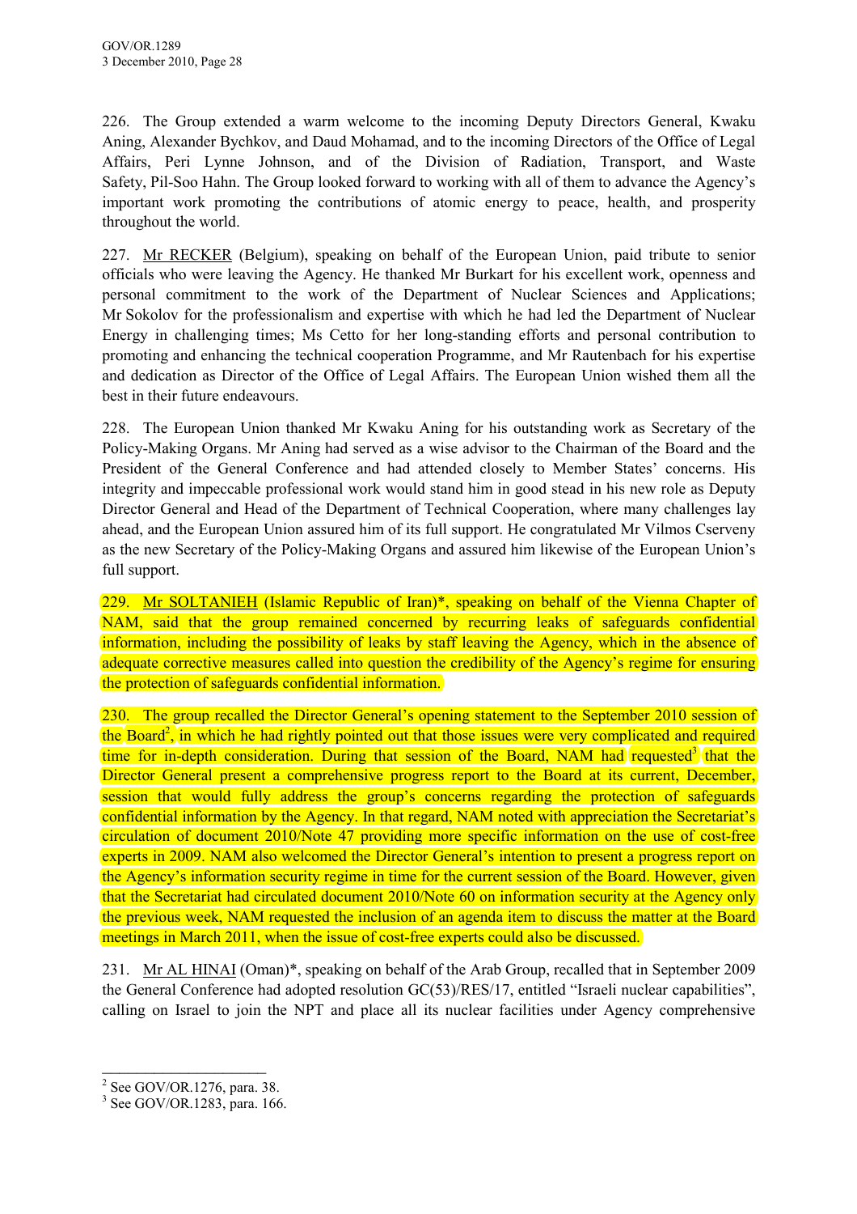226. The Group extended a warm welcome to the incoming Deputy Directors General, Kwaku Aning, Alexander Bychkov, and Daud Mohamad, and to the incoming Directors of the Office of Legal Affairs, Peri Lynne Johnson, and of the Division of Radiation, Transport, and Waste Safety, Pil-Soo Hahn. The Group looked forward to working with all of them to advance the Agency's important work promoting the contributions of atomic energy to peace, health, and prosperity throughout the world.

227. Mr RECKER (Belgium), speaking on behalf of the European Union, paid tribute to senior officials who were leaving the Agency. He thanked Mr Burkart for his excellent work, openness and personal commitment to the work of the Department of Nuclear Sciences and Applications; Mr Sokolov for the professionalism and expertise with which he had led the Department of Nuclear Energy in challenging times; Ms Cetto for her long-standing efforts and personal contribution to promoting and enhancing the technical cooperation Programme, and Mr Rautenbach for his expertise and dedication as Director of the Office of Legal Affairs. The European Union wished them all the best in their future endeavours.

228. The European Union thanked Mr Kwaku Aning for his outstanding work as Secretary of the Policy-Making Organs. Mr Aning had served as a wise advisor to the Chairman of the Board and the President of the General Conference and had attended closely to Member States' concerns. His integrity and impeccable professional work would stand him in good stead in his new role as Deputy Director General and Head of the Department of Technical Cooperation, where many challenges lay ahead, and the European Union assured him of its full support. He congratulated Mr Vilmos Cserveny as the new Secretary of the Policy-Making Organs and assured him likewise of the European Union's full support.

229. Mr SOLTANIEH (Islamic Republic of Iran)*, speaking on behalf of the Vienna Chapter of NAM, said that the group remained concerned by recurring leaks of safeguards confidential information, including the possibility of leaks by staff leaving the Agency, which in the absence of adequate corrective measures called into question the credibility of the Agency's regime for ensuring the protection of safeguards confidential information.

230. The group recalled the Director General's opening statement to the September 2010 session of the Board[2], in which he had rightly pointed out that those issues were very complicated and required time for in-depth consideration. During that session of the Board, NAM had requested[3] that the Director General present a comprehensive progress report to the Board at its current, December, session that would fully address the group's concerns regarding the protection of safeguards confidential information by the Agency. In that regard, NAM noted with appreciation the Secretariat's circulation of document 2010/Note 47 providing more specific information on the use of cost-free experts in 2009. NAM also welcomed the Director General's intention to present a progress report on the Agency's information security regime in time for the current session of the Board. However, given that the Secretariat had circulated document 2010/Note 60 on information security at the Agency only the previous week, NAM requested the inclusion of an agenda item to discuss the matter at the Board meetings in March 2011, when the issue of cost-free experts could also be discussed.

231. Mr AL HINAI (Oman)*, speaking on behalf of the Arab Group, recalled that in September 2009 the General Conference had adopted resolution GC(53)/RES/17, entitled "Israeli nuclear capabilities", calling on Israel to join the NPT and place all its nuclear facilities under Agency comprehensive

---

[2] See GOV/OR.1276, para. 38.

[3] See GOV/OR.1283, para. 166.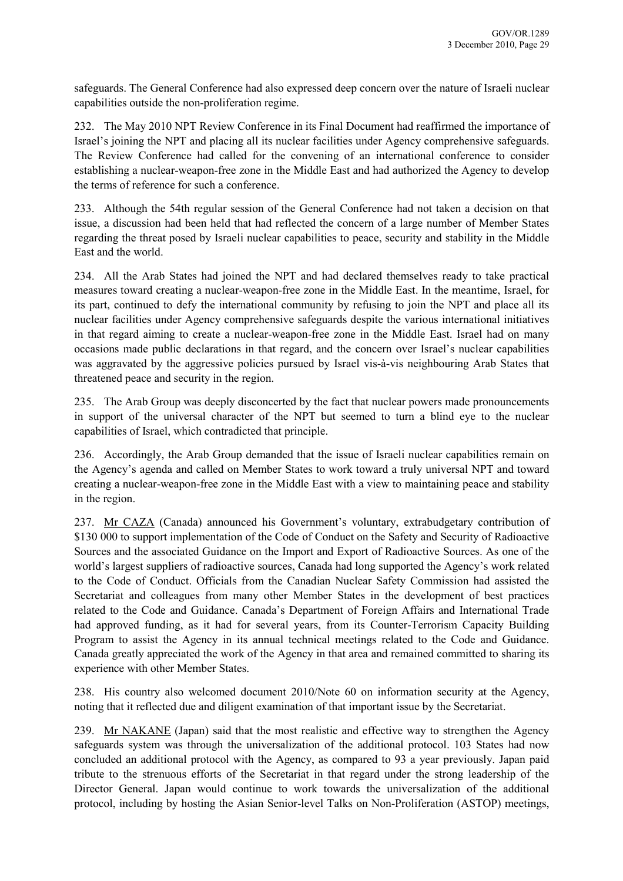safeguards. The General Conference had also expressed deep concern over the nature of Israeli nuclear capabilities outside the non-proliferation regime.

232. The May 2010 NPT Review Conference in its Final Document had reaffirmed the importance of Israel's joining the NPT and placing all its nuclear facilities under Agency comprehensive safeguards. The Review Conference had called for the convening of an international conference to consider establishing a nuclear-weapon-free zone in the Middle East and had authorized the Agency to develop the terms of reference for such a conference.

233. Although the 54th regular session of the General Conference had not taken a decision on that issue, a discussion had been held that had reflected the concern of a large number of Member States regarding the threat posed by Israeli nuclear capabilities to peace, security and stability in the Middle East and the world.

234. All the Arab States had joined the NPT and had declared themselves ready to take practical measures toward creating a nuclear-weapon-free zone in the Middle East. In the meantime, Israel, for its part, continued to defy the international community by refusing to join the NPT and place all its nuclear facilities under Agency comprehensive safeguards despite the various international initiatives in that regard aiming to create a nuclear-weapon-free zone in the Middle East. Israel had on many occasions made public declarations in that regard, and the concern over Israel's nuclear capabilities was aggravated by the aggressive policies pursued by Israel vis-à-vis neighbouring Arab States that threatened peace and security in the region.

235. The Arab Group was deeply disconcerted by the fact that nuclear powers made pronouncements in support of the universal character of the NPT but seemed to turn a blind eye to the nuclear capabilities of Israel, which contradicted that principle.

236. Accordingly, the Arab Group demanded that the issue of Israeli nuclear capabilities remain on the Agency's agenda and called on Member States to work toward a truly universal NPT and toward creating a nuclear-weapon-free zone in the Middle East with a view to maintaining peace and stability in the region.

237. Mr CAZA (Canada) announced his Government's voluntary, extrabudgetary contribution of \$130 000 to support implementation of the Code of Conduct on the Safety and Security of Radioactive Sources and the associated Guidance on the Import and Export of Radioactive Sources. As one of the world's largest suppliers of radioactive sources, Canada had long supported the Agency's work related to the Code of Conduct. Officials from the Canadian Nuclear Safety Commission had assisted the Secretariat and colleagues from many other Member States in the development of best practices related to the Code and Guidance. Canada's Department of Foreign Affairs and International Trade had approved funding, as it had for several years, from its Counter-Terrorism Capacity Building Program to assist the Agency in its annual technical meetings related to the Code and Guidance. Canada greatly appreciated the work of the Agency in that area and remained committed to sharing its experience with other Member States.

238. His country also welcomed document 2010/Note 60 on information security at the Agency, noting that it reflected due and diligent examination of that important issue by the Secretariat.

239. Mr NAKANE (Japan) said that the most realistic and effective way to strengthen the Agency safeguards system was through the universalization of the additional protocol. 103 States had now concluded an additional protocol with the Agency, as compared to 93 a year previously. Japan paid tribute to the strenuous efforts of the Secretariat in that regard under the strong leadership of the Director General. Japan would continue to work towards the universalization of the additional protocol, including by hosting the Asian Senior-level Talks on Non-Proliferation (ASTOP) meetings,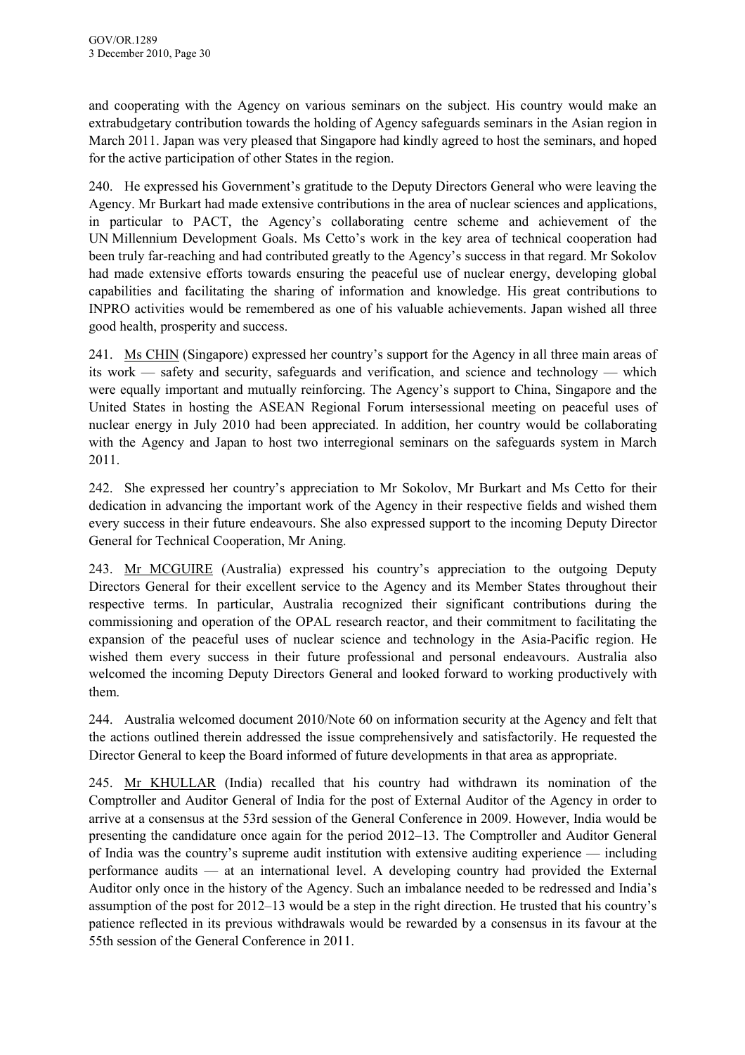and cooperating with the Agency on various seminars on the subject. His country would make an extrabudgetary contribution towards the holding of Agency safeguards seminars in the Asian region in March 2011. Japan was very pleased that Singapore had kindly agreed to host the seminars, and hoped for the active participation of other States in the region.

240. He expressed his Government's gratitude to the Deputy Directors General who were leaving the Agency. Mr Burkart had made extensive contributions in the area of nuclear sciences and applications, in particular to PACT, the Agency's collaborating centre scheme and achievement of the UN Millennium Development Goals. Ms Cetto's work in the key area of technical cooperation had been truly far-reaching and had contributed greatly to the Agency's success in that regard. Mr Sokolov had made extensive efforts towards ensuring the peaceful use of nuclear energy, developing global capabilities and facilitating the sharing of information and knowledge. His great contributions to INPRO activities would be remembered as one of his valuable achievements. Japan wished all three good health, prosperity and success.

241. Ms CHIN (Singapore) expressed her country's support for the Agency in all three main areas of its work — safety and security, safeguards and verification, and science and technology — which were equally important and mutually reinforcing. The Agency's support to China, Singapore and the United States in hosting the ASEAN Regional Forum intersessional meeting on peaceful uses of nuclear energy in July 2010 had been appreciated. In addition, her country would be collaborating with the Agency and Japan to host two interregional seminars on the safeguards system in March 2011.

242. She expressed her country's appreciation to Mr Sokolov, Mr Burkart and Ms Cetto for their dedication in advancing the important work of the Agency in their respective fields and wished them every success in their future endeavours. She also expressed support to the incoming Deputy Director General for Technical Cooperation, Mr Aning.

243. Mr MCGUIRE (Australia) expressed his country's appreciation to the outgoing Deputy Directors General for their excellent service to the Agency and its Member States throughout their respective terms. In particular, Australia recognized their significant contributions during the commissioning and operation of the OPAL research reactor, and their commitment to facilitating the expansion of the peaceful uses of nuclear science and technology in the Asia-Pacific region. He wished them every success in their future professional and personal endeavours. Australia also welcomed the incoming Deputy Directors General and looked forward to working productively with them.

244. Australia welcomed document 2010/Note 60 on information security at the Agency and felt that the actions outlined therein addressed the issue comprehensively and satisfactorily. He requested the Director General to keep the Board informed of future developments in that area as appropriate.

245. Mr KHULLAR (India) recalled that his country had withdrawn its nomination of the Comptroller and Auditor General of India for the post of External Auditor of the Agency in order to arrive at a consensus at the 53rd session of the General Conference in 2009. However, India would be presenting the candidature once again for the period 2012–13. The Comptroller and Auditor General of India was the country's supreme audit institution with extensive auditing experience — including performance audits — at an international level. A developing country had provided the External Auditor only once in the history of the Agency. Such an imbalance needed to be redressed and India's assumption of the post for 2012–13 would be a step in the right direction. He trusted that his country's patience reflected in its previous withdrawals would be rewarded by a consensus in its favour at the 55th session of the General Conference in 2011.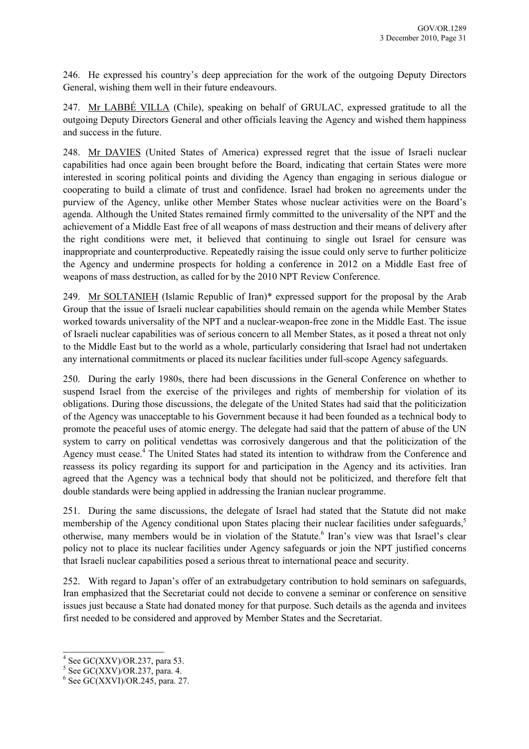246. He expressed his country's deep appreciation for the work of the outgoing Deputy Directors General, wishing them well in their future endeavours.

247. Mr LABBÉ VILLA (Chile), speaking on behalf of GRULAC, expressed gratitude to all the outgoing Deputy Directors General and other officials leaving the Agency and wished them happiness and success in the future.

248. Mr DAVIES (United States of America) expressed regret that the issue of Israeli nuclear capabilities had once again been brought before the Board, indicating that certain States were more interested in scoring political points and dividing the Agency than engaging in serious dialogue or cooperating to build a climate of trust and confidence. Israel had broken no agreements under the purview of the Agency, unlike other Member States whose nuclear activities were on the Board's agenda. Although the United States remained firmly committed to the universality of the NPT and the achievement of a Middle East free of all weapons of mass destruction and their means of delivery after the right conditions were met, it believed that continuing to single out Israel for censure was inappropriate and counterproductive. Repeatedly raising the issue could only serve to further politicize the Agency and undermine prospects for holding a conference in 2012 on a Middle East free of weapons of mass destruction, as called for by the 2010 NPT Review Conference.

249. Mr SOLTANIEH (Islamic Republic of Iran)* expressed support for the proposal by the Arab Group that the issue of Israeli nuclear capabilities should remain on the agenda while Member States worked towards universality of the NPT and a nuclear-weapon-free zone in the Middle East. The issue of Israeli nuclear capabilities was of serious concern to all Member States, as it posed a threat not only to the Middle East but to the world as a whole, particularly considering that Israel had not undertaken any international commitments or placed its nuclear facilities under full-scope Agency safeguards.

250. During the early 1980s, there had been discussions in the General Conference on whether to suspend Israel from the exercise of the privileges and rights of membership for violation of its obligations. During those discussions, the delegate of the United States had said that the politicization of the Agency was unacceptable to his Government because it had been founded as a technical body to promote the peaceful uses of atomic energy. The delegate had said that the pattern of abuse of the UN system to carry on political vendettas was corrosively dangerous and that the politicization of the Agency must cease.[4] The United States had stated its intention to withdraw from the Conference and reassess its policy regarding its support for and participation in the Agency and its activities. Iran agreed that the Agency was a technical body that should not be politicized, and therefore felt that double standards were being applied in addressing the Iranian nuclear programme.

251. During the same discussions, the delegate of Israel had stated that the Statute did not make membership of the Agency conditional upon States placing their nuclear facilities under safeguards,[5] otherwise, many members would be in violation of the Statute.[6] Iran's view was that Israel's clear policy not to place its nuclear facilities under Agency safeguards or join the NPT justified concerns that Israeli nuclear capabilities posed a serious threat to international peace and security.

252. With regard to Japan's offer of an extrabudgetary contribution to hold seminars on safeguards, Iran emphasized that the Secretariat could not decide to convene a seminar or conference on sensitive issues just because a State had donated money for that purpose. Such details as the agenda and invitees first needed to be considered and approved by Member States and the Secretariat.

---

[4] See GC(XXV)/OR.237, para 53.

[5] See GC(XXV)/OR.237, para. 4.

[6] See GC(XXVI)/OR.245, para. 27.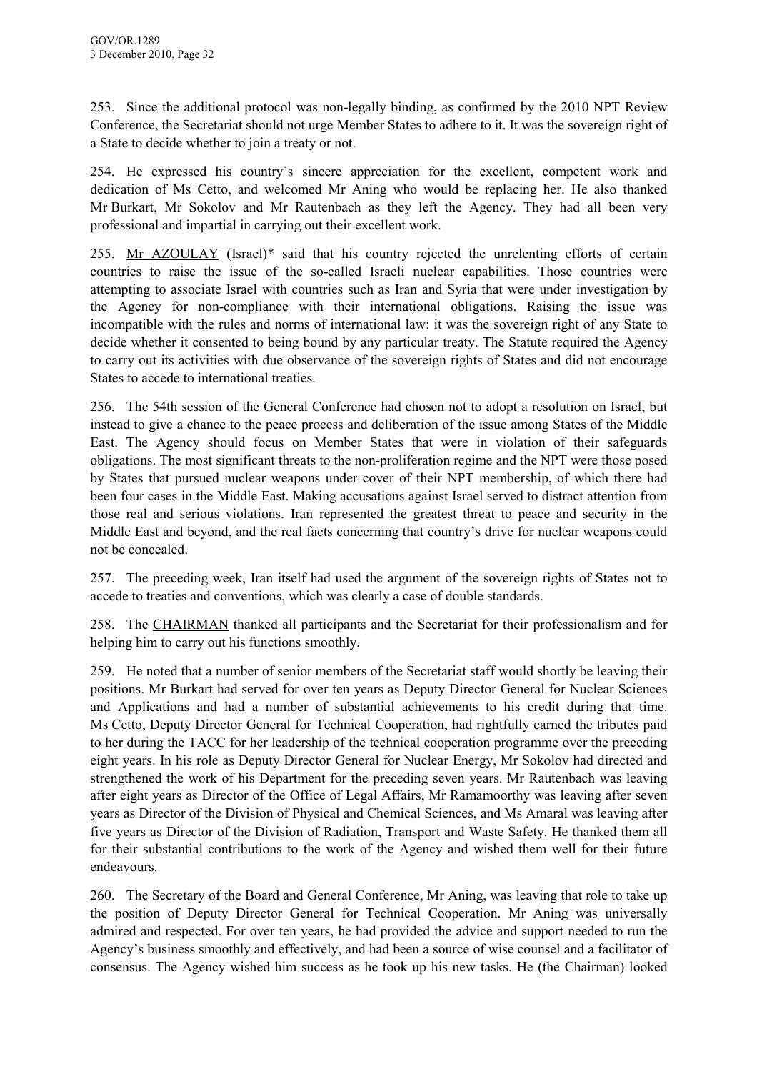253. Since the additional protocol was non-legally binding, as confirmed by the 2010 NPT Review Conference, the Secretariat should not urge Member States to adhere to it. It was the sovereign right of a State to decide whether to join a treaty or not.

254. He expressed his country's sincere appreciation for the excellent, competent work and dedication of Ms Cetto, and welcomed Mr Aning who would be replacing her. He also thanked Mr Burkart, Mr Sokolov and Mr Rautenbach as they left the Agency. They had all been very professional and impartial in carrying out their excellent work.

255. Mr AZOULAY (Israel)* said that his country rejected the unrelenting efforts of certain countries to raise the issue of the so-called Israeli nuclear capabilities. Those countries were attempting to associate Israel with countries such as Iran and Syria that were under investigation by the Agency for non-compliance with their international obligations. Raising the issue was incompatible with the rules and norms of international law: it was the sovereign right of any State to decide whether it consented to being bound by any particular treaty. The Statute required the Agency to carry out its activities with due observance of the sovereign rights of States and did not encourage States to accede to international treaties.

256. The 54th session of the General Conference had chosen not to adopt a resolution on Israel, but instead to give a chance to the peace process and deliberation of the issue among States of the Middle East. The Agency should focus on Member States that were in violation of their safeguards obligations. The most significant threats to the non-proliferation regime and the NPT were those posed by States that pursued nuclear weapons under cover of their NPT membership, of which there had been four cases in the Middle East. Making accusations against Israel served to distract attention from those real and serious violations. Iran represented the greatest threat to peace and security in the Middle East and beyond, and the real facts concerning that country's drive for nuclear weapons could not be concealed.

257. The preceding week, Iran itself had used the argument of the sovereign rights of States not to accede to treaties and conventions, which was clearly a case of double standards.

258. The CHAIRMAN thanked all participants and the Secretariat for their professionalism and for helping him to carry out his functions smoothly.

259. He noted that a number of senior members of the Secretariat staff would shortly be leaving their positions. Mr Burkart had served for over ten years as Deputy Director General for Nuclear Sciences and Applications and had a number of substantial achievements to his credit during that time. Ms Cetto, Deputy Director General for Technical Cooperation, had rightfully earned the tributes paid to her during the TACC for her leadership of the technical cooperation programme over the preceding eight years. In his role as Deputy Director General for Nuclear Energy, Mr Sokolov had directed and strengthened the work of his Department for the preceding seven years. Mr Rautenbach was leaving after eight years as Director of the Office of Legal Affairs, Mr Ramamoorthy was leaving after seven years as Director of the Division of Physical and Chemical Sciences, and Ms Amaral was leaving after five years as Director of the Division of Radiation, Transport and Waste Safety. He thanked them all for their substantial contributions to the work of the Agency and wished them well for their future endeavours.

260. The Secretary of the Board and General Conference, Mr Aning, was leaving that role to take up the position of Deputy Director General for Technical Cooperation. Mr Aning was universally admired and respected. For over ten years, he had provided the advice and support needed to run the Agency's business smoothly and effectively, and had been a source of wise counsel and a facilitator of consensus. The Agency wished him success as he took up his new tasks. He (the Chairman) looked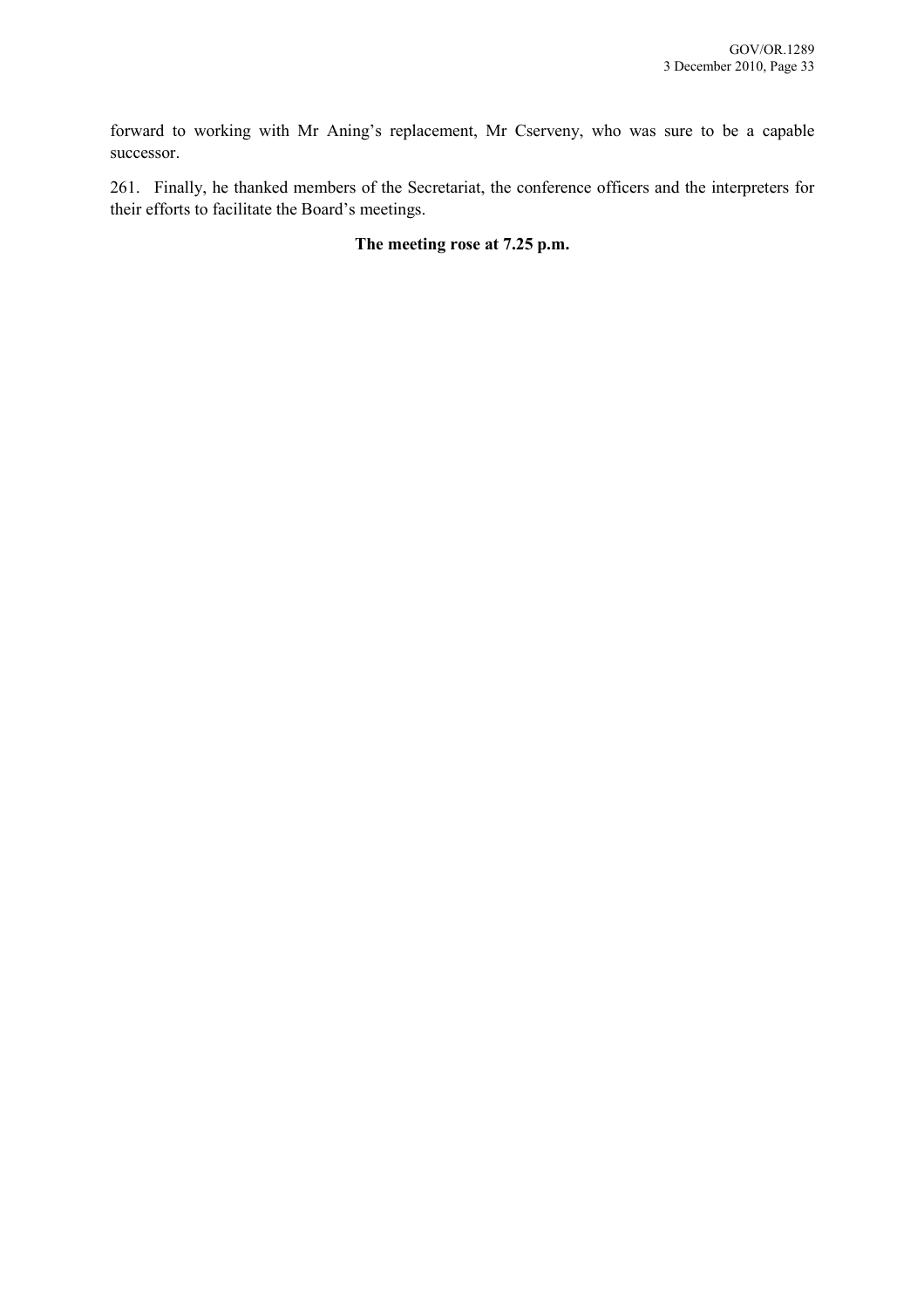forward to working with Mr Aning’s replacement, Mr Cserveny, who was sure to be a capable successor.

261. Finally, he thanked members of the Secretariat, the conference officers and the interpreters for their efforts to facilitate the Board’s meetings.

**The meeting rose at 7.25 p.m.**